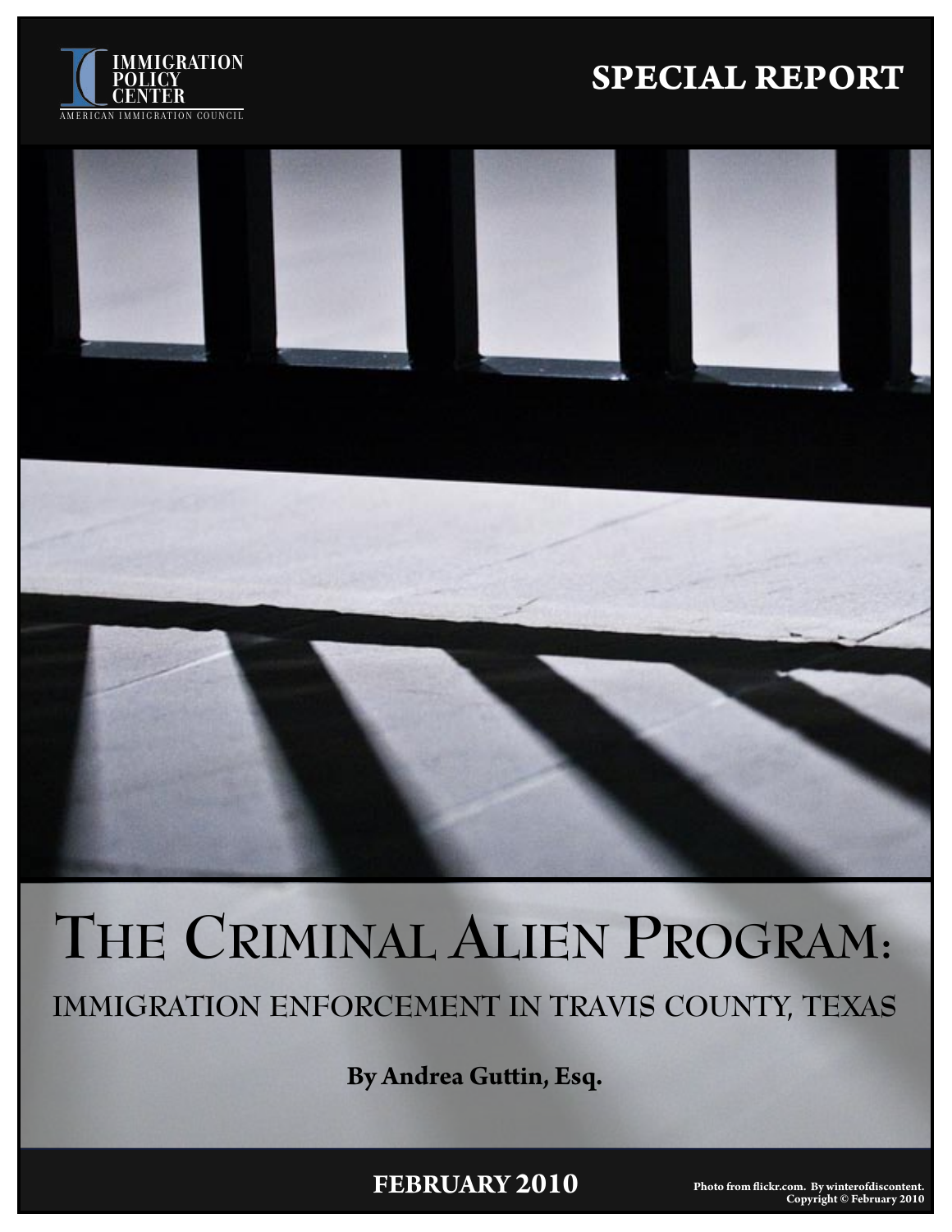IMMIGRATION POLICY CENTER

AMERICAN IMMIGRATION COUNCIL

**SPECIAL REPORT**

# The Criminal Alien Program:

## immigration enforcement in travis county, texas

**By Andrea Guttin, Esq.**

**FEBRUARY 2010**

**Photo from flickr.com. By winterofdiscontent. Copyright © February 2010**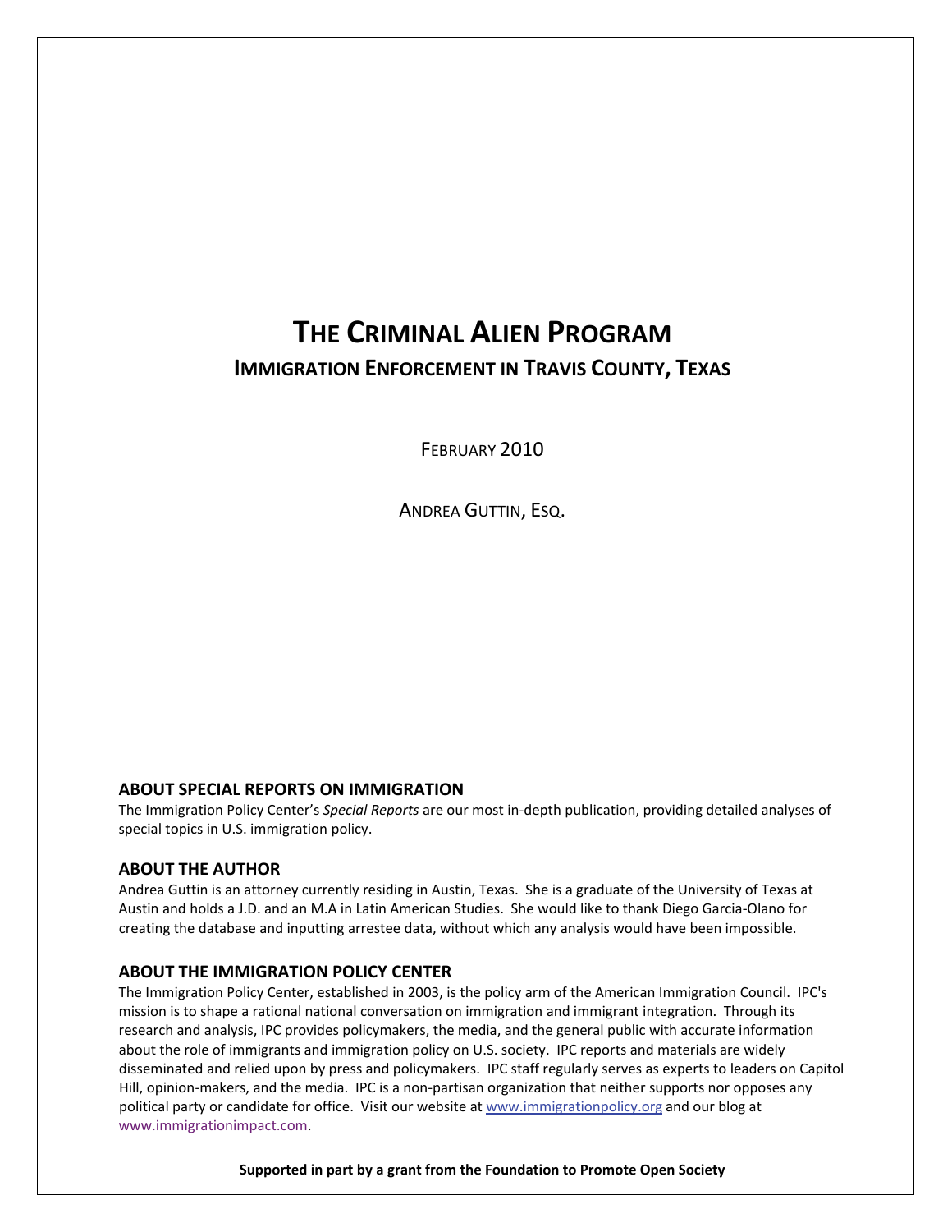# The Criminal Alien Program

## Immigration Enforcement in Travis County, Texas

February 2010

Andrea Guttin, Esq.

### ABOUT SPECIAL REPORTS ON IMMIGRATION

The Immigration Policy Center's *Special Reports* are our most in-depth publication, providing detailed analyses of special topics in U.S. immigration policy.

### ABOUT THE AUTHOR

Andrea Guttin is an attorney currently residing in Austin, Texas. She is a graduate of the University of Texas at Austin and holds a J.D. and an M.A in Latin American Studies. She would like to thank Diego Garcia-Olano for creating the database and inputting arrestee data, without which any analysis would have been impossible.

### ABOUT THE IMMIGRATION POLICY CENTER

The Immigration Policy Center, established in 2003, is the policy arm of the American Immigration Council. IPC's mission is to shape a rational national conversation on immigration and immigrant integration. Through its research and analysis, IPC provides policymakers, the media, and the general public with accurate information about the role of immigrants and immigration policy on U.S. society. IPC reports and materials are widely disseminated and relied upon by press and policymakers. IPC staff regularly serves as experts to leaders on Capitol Hill, opinion-makers, and the media. IPC is a non-partisan organization that neither supports nor opposes any political party or candidate for office. Visit our website at www.immigrationpolicy.org and our blog at www.immigrationimpact.com.

**Supported in part by a grant from the Foundation to Promote Open Society**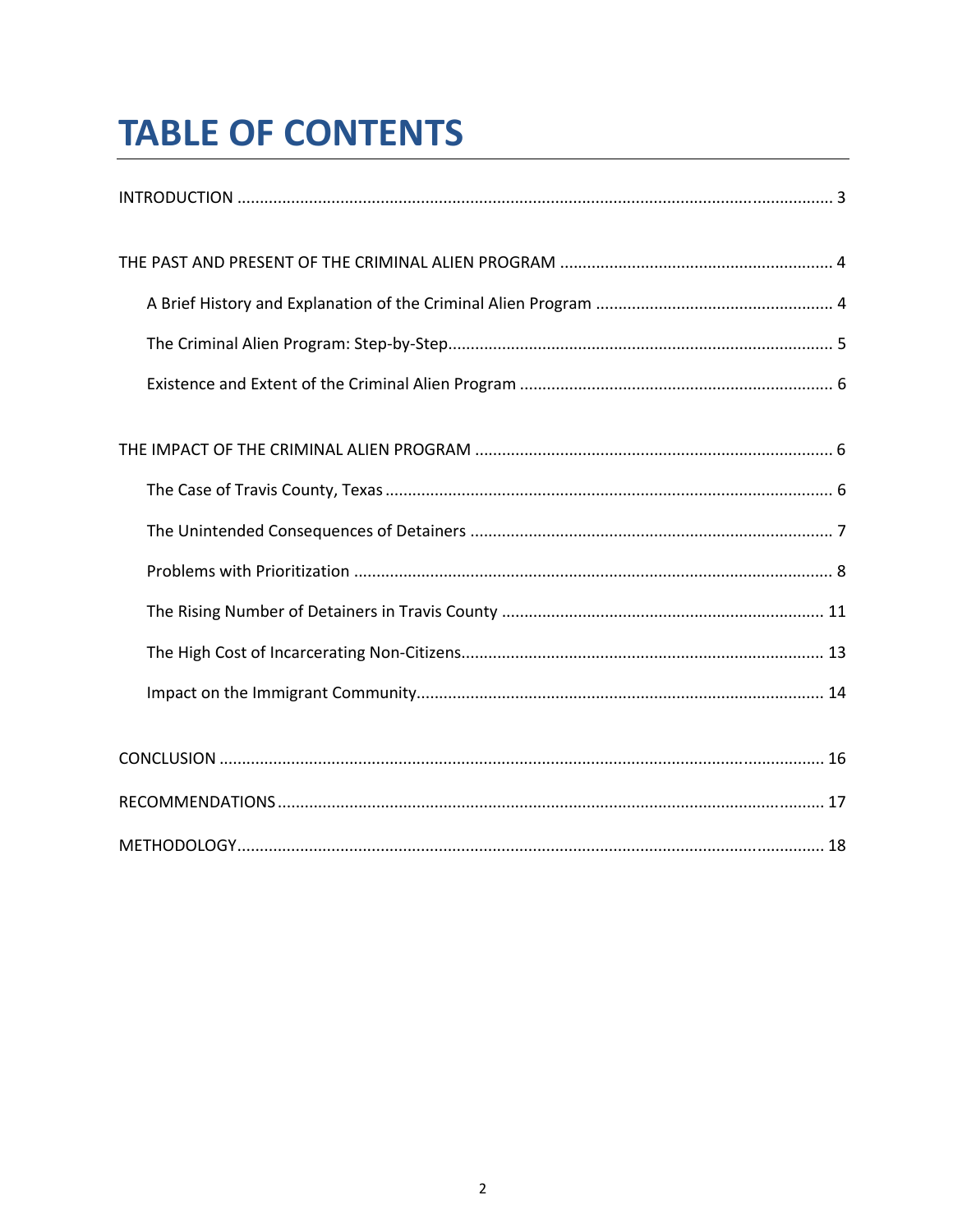# TABLE OF CONTENTS

INTRODUCTION ........................................................................................................................ 3

THE PAST AND PRESENT OF THE CRIMINAL ALIEN PROGRAM ............................................................ 4

- A Brief History and Explanation of the Criminal Alien Program .................................................... 4
- The Criminal Alien Program: Step-by-Step..................................................................................... 5
- Existence and Extent of the Criminal Alien Program ..................................................................... 6

THE IMPACT OF THE CRIMINAL ALIEN PROGRAM ............................................................................... 6

- The Case of Travis County, Texas ................................................................................................... 6
- The Unintended Consequences of Detainers ................................................................................ 7
- Problems with Prioritization .......................................................................................................... 8
- The Rising Number of Detainers in Travis County ....................................................................... 11
- The High Cost of Incarcerating Non-Citizens................................................................................ 13
- Impact on the Immigrant Community.......................................................................................... 14

CONCLUSION ........................................................................................................................ 16

RECOMMENDATIONS ................................................................................................................ 17

METHODOLOGY...................................................................................................................... 18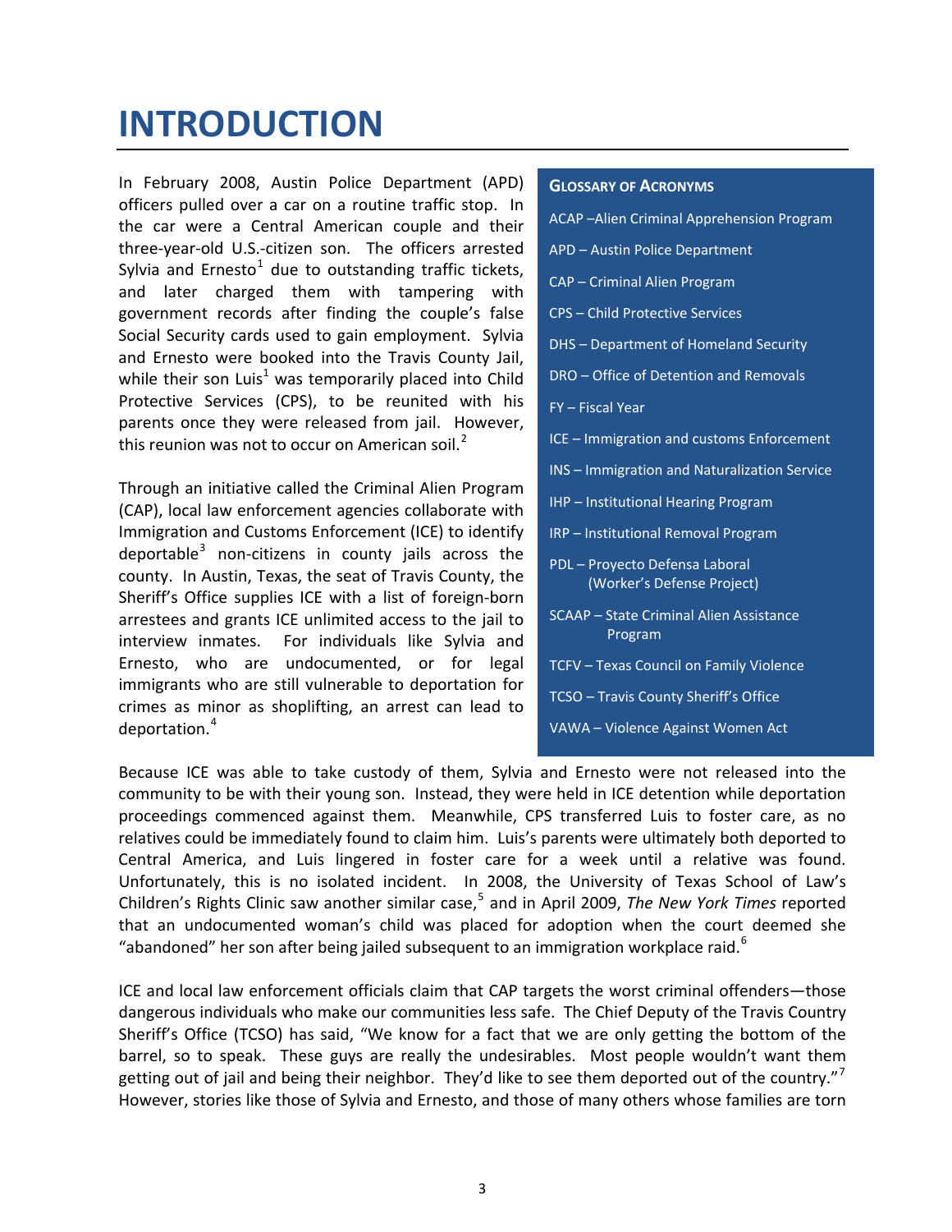# INTRODUCTION

In February 2008, Austin Police Department (APD) officers pulled over a car on a routine traffic stop. In the car were a Central American couple and their three-year-old U.S.-citizen son. The officers arrested Sylvia and Ernesto[1] due to outstanding traffic tickets, and later charged them with tampering with government records after finding the couple's false Social Security cards used to gain employment. Sylvia and Ernesto were booked into the Travis County Jail, while their son Luis[1] was temporarily placed into Child Protective Services (CPS), to be reunited with his parents once they were released from jail. However, this reunion was not to occur on American soil.[2]

Through an initiative called the Criminal Alien Program (CAP), local law enforcement agencies collaborate with Immigration and Customs Enforcement (ICE) to identify deportable[3] non-citizens in county jails across the county. In Austin, Texas, the seat of Travis County, the Sheriff's Office supplies ICE with a list of foreign-born arrestees and grants ICE unlimited access to the jail to interview inmates. For individuals like Sylvia and Ernesto, who are undocumented, or for legal immigrants who are still vulnerable to deportation for crimes as minor as shoplifting, an arrest can lead to deportation.[4]

**GLOSSARY OF ACRONYMS**

- ACAP –Alien Criminal Apprehension Program
- APD – Austin Police Department
- CAP – Criminal Alien Program
- CPS – Child Protective Services
- DHS – Department of Homeland Security
- DRO – Office of Detention and Removals
- FY – Fiscal Year
- ICE – Immigration and customs Enforcement
- INS – Immigration and Naturalization Service
- IHP – Institutional Hearing Program
- IRP – Institutional Removal Program
- PDL – Proyecto Defensa Laboral (Worker's Defense Project)
- SCAAP – State Criminal Alien Assistance Program
- TCFV – Texas Council on Family Violence
- TCSO – Travis County Sheriff's Office
- VAWA – Violence Against Women Act

Because ICE was able to take custody of them, Sylvia and Ernesto were not released into the community to be with their young son. Instead, they were held in ICE detention while deportation proceedings commenced against them. Meanwhile, CPS transferred Luis to foster care, as no relatives could be immediately found to claim him. Luis's parents were ultimately both deported to Central America, and Luis lingered in foster care for a week until a relative was found. Unfortunately, this is no isolated incident. In 2008, the University of Texas School of Law's Children's Rights Clinic saw another similar case,[5] and in April 2009, *The New York Times* reported that an undocumented woman's child was placed for adoption when the court deemed she "abandoned" her son after being jailed subsequent to an immigration workplace raid.[6]

ICE and local law enforcement officials claim that CAP targets the worst criminal offenders—those dangerous individuals who make our communities less safe. The Chief Deputy of the Travis Country Sheriff's Office (TCSO) has said, "We know for a fact that we are only getting the bottom of the barrel, so to speak. These guys are really the undesirables. Most people wouldn't want them getting out of jail and being their neighbor. They'd like to see them deported out of the country."[7] However, stories like those of Sylvia and Ernesto, and those of many others whose families are torn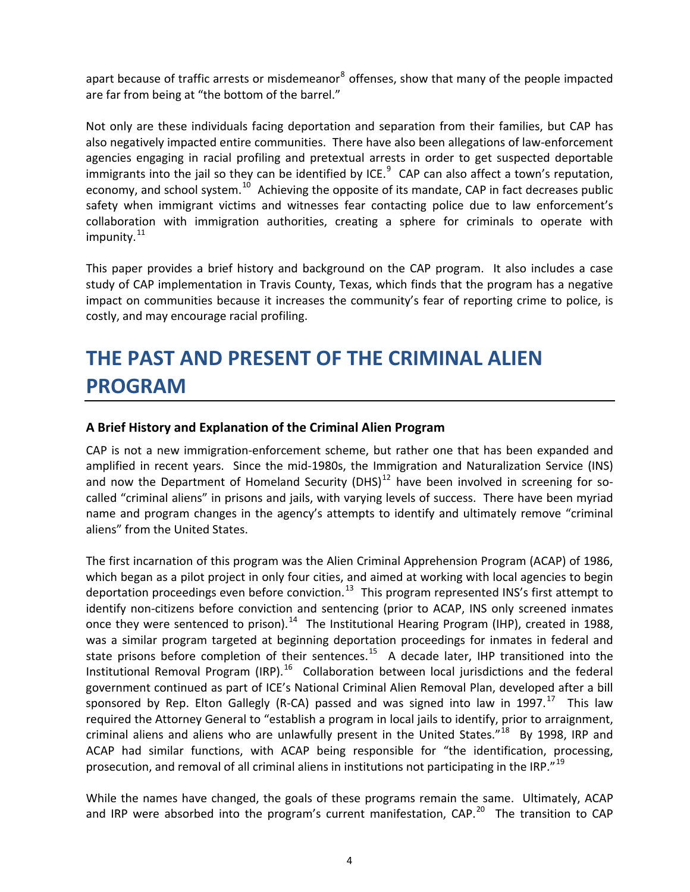apart because of traffic arrests or misdemeanor[8] offenses, show that many of the people impacted are far from being at "the bottom of the barrel."

Not only are these individuals facing deportation and separation from their families, but CAP has also negatively impacted entire communities. There have also been allegations of law-enforcement agencies engaging in racial profiling and pretextual arrests in order to get suspected deportable immigrants into the jail so they can be identified by ICE.[9] CAP can also affect a town's reputation, economy, and school system.[10] Achieving the opposite of its mandate, CAP in fact decreases public safety when immigrant victims and witnesses fear contacting police due to law enforcement's collaboration with immigration authorities, creating a sphere for criminals to operate with impunity.[11]

This paper provides a brief history and background on the CAP program. It also includes a case study of CAP implementation in Travis County, Texas, which finds that the program has a negative impact on communities because it increases the community's fear of reporting crime to police, is costly, and may encourage racial profiling.

# THE PAST AND PRESENT OF THE CRIMINAL ALIEN PROGRAM

### A Brief History and Explanation of the Criminal Alien Program

CAP is not a new immigration-enforcement scheme, but rather one that has been expanded and amplified in recent years. Since the mid-1980s, the Immigration and Naturalization Service (INS) and now the Department of Homeland Security (DHS)[12] have been involved in screening for so-called "criminal aliens" in prisons and jails, with varying levels of success. There have been myriad name and program changes in the agency's attempts to identify and ultimately remove "criminal aliens" from the United States.

The first incarnation of this program was the Alien Criminal Apprehension Program (ACAP) of 1986, which began as a pilot project in only four cities, and aimed at working with local agencies to begin deportation proceedings even before conviction.[13] This program represented INS's first attempt to identify non-citizens before conviction and sentencing (prior to ACAP, INS only screened inmates once they were sentenced to prison).[14] The Institutional Hearing Program (IHP), created in 1988, was a similar program targeted at beginning deportation proceedings for inmates in federal and state prisons before completion of their sentences.[15] A decade later, IHP transitioned into the Institutional Removal Program (IRP).[16] Collaboration between local jurisdictions and the federal government continued as part of ICE's National Criminal Alien Removal Plan, developed after a bill sponsored by Rep. Elton Gallegly (R-CA) passed and was signed into law in 1997.[17] This law required the Attorney General to "establish a program in local jails to identify, prior to arraignment, criminal aliens and aliens who are unlawfully present in the United States."[18] By 1998, IRP and ACAP had similar functions, with ACAP being responsible for "the identification, processing, prosecution, and removal of all criminal aliens in institutions not participating in the IRP."[19]

While the names have changed, the goals of these programs remain the same. Ultimately, ACAP and IRP were absorbed into the program's current manifestation, CAP.[20] The transition to CAP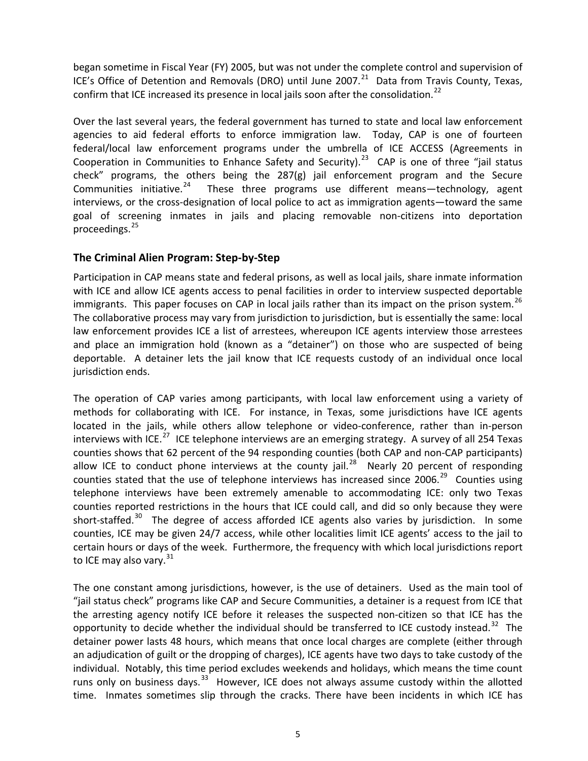began sometime in Fiscal Year (FY) 2005, but was not under the complete control and supervision of ICE's Office of Detention and Removals (DRO) until June 2007.[21] Data from Travis County, Texas, confirm that ICE increased its presence in local jails soon after the consolidation.[22]

Over the last several years, the federal government has turned to state and local law enforcement agencies to aid federal efforts to enforce immigration law. Today, CAP is one of fourteen federal/local law enforcement programs under the umbrella of ICE ACCESS (Agreements in Cooperation in Communities to Enhance Safety and Security).[23] CAP is one of three "jail status check" programs, the others being the 287(g) jail enforcement program and the Secure Communities initiative.[24] These three programs use different means—technology, agent interviews, or the cross-designation of local police to act as immigration agents—toward the same goal of screening inmates in jails and placing removable non-citizens into deportation proceedings.[25]

## The Criminal Alien Program: Step-by-Step

Participation in CAP means state and federal prisons, as well as local jails, share inmate information with ICE and allow ICE agents access to penal facilities in order to interview suspected deportable immigrants. This paper focuses on CAP in local jails rather than its impact on the prison system.[26] The collaborative process may vary from jurisdiction to jurisdiction, but is essentially the same: local law enforcement provides ICE a list of arrestees, whereupon ICE agents interview those arrestees and place an immigration hold (known as a "detainer") on those who are suspected of being deportable. A detainer lets the jail know that ICE requests custody of an individual once local jurisdiction ends.

The operation of CAP varies among participants, with local law enforcement using a variety of methods for collaborating with ICE. For instance, in Texas, some jurisdictions have ICE agents located in the jails, while others allow telephone or video-conference, rather than in-person interviews with ICE.[27] ICE telephone interviews are an emerging strategy. A survey of all 254 Texas counties shows that 62 percent of the 94 responding counties (both CAP and non-CAP participants) allow ICE to conduct phone interviews at the county jail.[28] Nearly 20 percent of responding counties stated that the use of telephone interviews has increased since 2006.[29] Counties using telephone interviews have been extremely amenable to accommodating ICE: only two Texas counties reported restrictions in the hours that ICE could call, and did so only because they were short-staffed.[30] The degree of access afforded ICE agents also varies by jurisdiction. In some counties, ICE may be given 24/7 access, while other localities limit ICE agents' access to the jail to certain hours or days of the week. Furthermore, the frequency with which local jurisdictions report to ICE may also vary.[31]

The one constant among jurisdictions, however, is the use of detainers. Used as the main tool of "jail status check" programs like CAP and Secure Communities, a detainer is a request from ICE that the arresting agency notify ICE before it releases the suspected non-citizen so that ICE has the opportunity to decide whether the individual should be transferred to ICE custody instead.[32] The detainer power lasts 48 hours, which means that once local charges are complete (either through an adjudication of guilt or the dropping of charges), ICE agents have two days to take custody of the individual. Notably, this time period excludes weekends and holidays, which means the time count runs only on business days.[33] However, ICE does not always assume custody within the allotted time. Inmates sometimes slip through the cracks. There have been incidents in which ICE has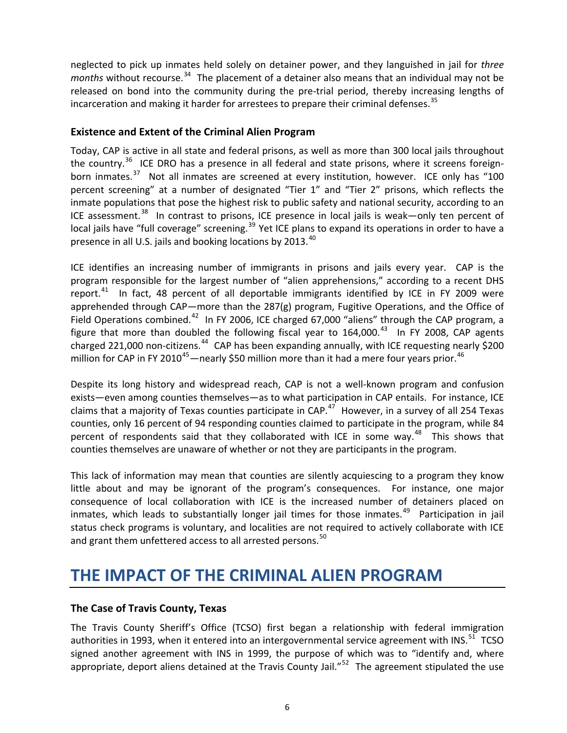neglected to pick up inmates held solely on detainer power, and they languished in jail for *three months* without recourse.[34] The placement of a detainer also means that an individual may not be released on bond into the community during the pre-trial period, thereby increasing lengths of incarceration and making it harder for arrestees to prepare their criminal defenses.[35]

### Existence and Extent of the Criminal Alien Program

Today, CAP is active in all state and federal prisons, as well as more than 300 local jails throughout the country.[36] ICE DRO has a presence in all federal and state prisons, where it screens foreign-born inmates.[37] Not all inmates are screened at every institution, however. ICE only has "100 percent screening" at a number of designated "Tier 1" and "Tier 2" prisons, which reflects the inmate populations that pose the highest risk to public safety and national security, according to an ICE assessment.[38] In contrast to prisons, ICE presence in local jails is weak—only ten percent of local jails have "full coverage" screening.[39] Yet ICE plans to expand its operations in order to have a presence in all U.S. jails and booking locations by 2013.[40]

ICE identifies an increasing number of immigrants in prisons and jails every year. CAP is the program responsible for the largest number of "alien apprehensions," according to a recent DHS report.[41] In fact, 48 percent of all deportable immigrants identified by ICE in FY 2009 were apprehended through CAP—more than the 287(g) program, Fugitive Operations, and the Office of Field Operations combined.[42] In FY 2006, ICE charged 67,000 "aliens" through the CAP program, a figure that more than doubled the following fiscal year to 164,000.[43] In FY 2008, CAP agents charged 221,000 non-citizens.[44] CAP has been expanding annually, with ICE requesting nearly $200 million for CAP in FY 2010[45]—nearly $50 million more than it had a mere four years prior.[46]

Despite its long history and widespread reach, CAP is not a well-known program and confusion exists—even among counties themselves—as to what participation in CAP entails. For instance, ICE claims that a majority of Texas counties participate in CAP.[47] However, in a survey of all 254 Texas counties, only 16 percent of 94 responding counties claimed to participate in the program, while 84 percent of respondents said that they collaborated with ICE in some way.[48] This shows that counties themselves are unaware of whether or not they are participants in the program.

This lack of information may mean that counties are silently acquiescing to a program they know little about and may be ignorant of the program's consequences. For instance, one major consequence of local collaboration with ICE is the increased number of detainers placed on inmates, which leads to substantially longer jail times for those inmates.[49] Participation in jail status check programs is voluntary, and localities are not required to actively collaborate with ICE and grant them unfettered access to all arrested persons.[50]

## THE IMPACT OF THE CRIMINAL ALIEN PROGRAM

### The Case of Travis County, Texas

The Travis County Sheriff's Office (TCSO) first began a relationship with federal immigration authorities in 1993, when it entered into an intergovernmental service agreement with INS.[51] TCSO signed another agreement with INS in 1999, the purpose of which was to "identify and, where appropriate, deport aliens detained at the Travis County Jail."[52] The agreement stipulated the use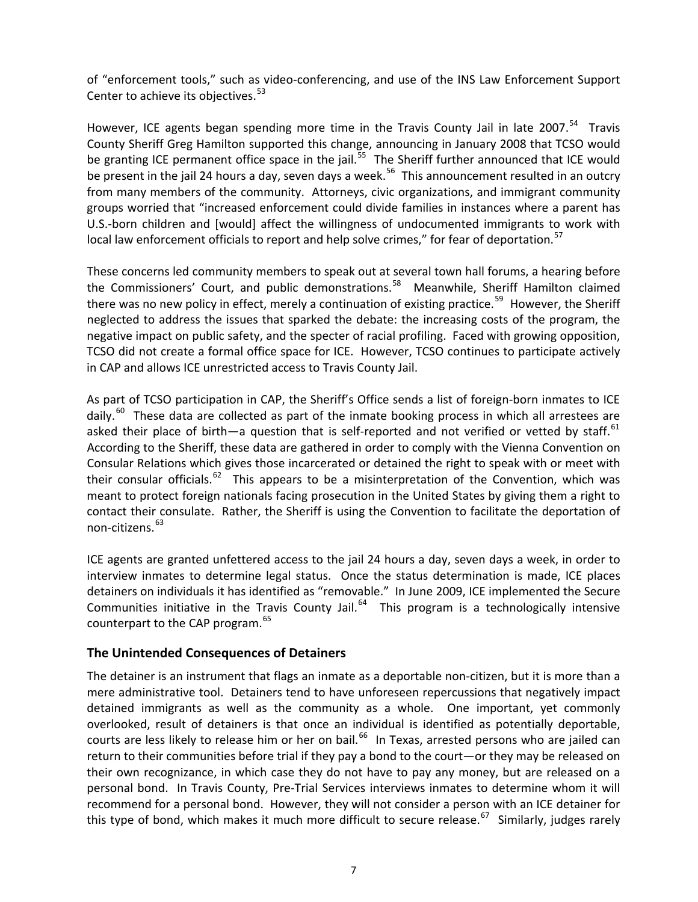of "enforcement tools," such as video-conferencing, and use of the INS Law Enforcement Support Center to achieve its objectives.[53]

However, ICE agents began spending more time in the Travis County Jail in late 2007.[54] Travis County Sheriff Greg Hamilton supported this change, announcing in January 2008 that TCSO would be granting ICE permanent office space in the jail.[55] The Sheriff further announced that ICE would be present in the jail 24 hours a day, seven days a week.[56] This announcement resulted in an outcry from many members of the community. Attorneys, civic organizations, and immigrant community groups worried that "increased enforcement could divide families in instances where a parent has U.S.-born children and [would] affect the willingness of undocumented immigrants to work with local law enforcement officials to report and help solve crimes," for fear of deportation.[57]

These concerns led community members to speak out at several town hall forums, a hearing before the Commissioners' Court, and public demonstrations.[58] Meanwhile, Sheriff Hamilton claimed there was no new policy in effect, merely a continuation of existing practice.[59] However, the Sheriff neglected to address the issues that sparked the debate: the increasing costs of the program, the negative impact on public safety, and the specter of racial profiling. Faced with growing opposition, TCSO did not create a formal office space for ICE. However, TCSO continues to participate actively in CAP and allows ICE unrestricted access to Travis County Jail.

As part of TCSO participation in CAP, the Sheriff's Office sends a list of foreign-born inmates to ICE daily.[60] These data are collected as part of the inmate booking process in which all arrestees are asked their place of birth—a question that is self-reported and not verified or vetted by staff.[61] According to the Sheriff, these data are gathered in order to comply with the Vienna Convention on Consular Relations which gives those incarcerated or detained the right to speak with or meet with their consular officials.[62] This appears to be a misinterpretation of the Convention, which was meant to protect foreign nationals facing prosecution in the United States by giving them a right to contact their consulate. Rather, the Sheriff is using the Convention to facilitate the deportation of non-citizens.[63]

ICE agents are granted unfettered access to the jail 24 hours a day, seven days a week, in order to interview inmates to determine legal status. Once the status determination is made, ICE places detainers on individuals it has identified as "removable." In June 2009, ICE implemented the Secure Communities initiative in the Travis County Jail.[64] This program is a technologically intensive counterpart to the CAP program.[65]

## The Unintended Consequences of Detainers

The detainer is an instrument that flags an inmate as a deportable non-citizen, but it is more than a mere administrative tool. Detainers tend to have unforeseen repercussions that negatively impact detained immigrants as well as the community as a whole. One important, yet commonly overlooked, result of detainers is that once an individual is identified as potentially deportable, courts are less likely to release him or her on bail.[66] In Texas, arrested persons who are jailed can return to their communities before trial if they pay a bond to the court—or they may be released on their own recognizance, in which case they do not have to pay any money, but are released on a personal bond. In Travis County, Pre-Trial Services interviews inmates to determine whom it will recommend for a personal bond. However, they will not consider a person with an ICE detainer for this type of bond, which makes it much more difficult to secure release.[67] Similarly, judges rarely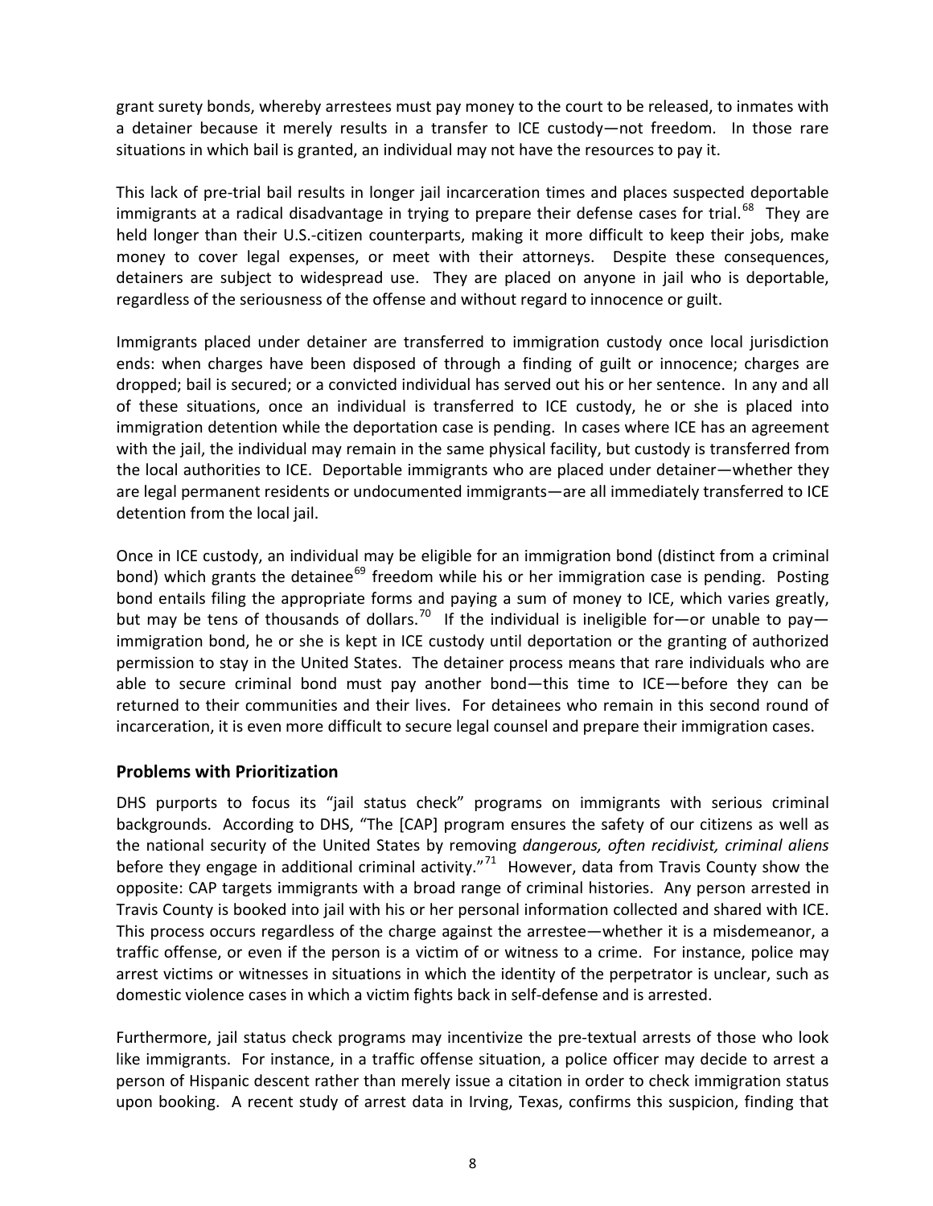grant surety bonds, whereby arrestees must pay money to the court to be released, to inmates with a detainer because it merely results in a transfer to ICE custody—not freedom. In those rare situations in which bail is granted, an individual may not have the resources to pay it.

This lack of pre-trial bail results in longer jail incarceration times and places suspected deportable immigrants at a radical disadvantage in trying to prepare their defense cases for trial.[68] They are held longer than their U.S.-citizen counterparts, making it more difficult to keep their jobs, make money to cover legal expenses, or meet with their attorneys. Despite these consequences, detainers are subject to widespread use. They are placed on anyone in jail who is deportable, regardless of the seriousness of the offense and without regard to innocence or guilt.

Immigrants placed under detainer are transferred to immigration custody once local jurisdiction ends: when charges have been disposed of through a finding of guilt or innocence; charges are dropped; bail is secured; or a convicted individual has served out his or her sentence. In any and all of these situations, once an individual is transferred to ICE custody, he or she is placed into immigration detention while the deportation case is pending. In cases where ICE has an agreement with the jail, the individual may remain in the same physical facility, but custody is transferred from the local authorities to ICE. Deportable immigrants who are placed under detainer—whether they are legal permanent residents or undocumented immigrants—are all immediately transferred to ICE detention from the local jail.

Once in ICE custody, an individual may be eligible for an immigration bond (distinct from a criminal bond) which grants the detainee[69] freedom while his or her immigration case is pending. Posting bond entails filing the appropriate forms and paying a sum of money to ICE, which varies greatly, but may be tens of thousands of dollars.[70] If the individual is ineligible for—or unable to pay—immigration bond, he or she is kept in ICE custody until deportation or the granting of authorized permission to stay in the United States. The detainer process means that rare individuals who are able to secure criminal bond must pay another bond—this time to ICE—before they can be returned to their communities and their lives. For detainees who remain in this second round of incarceration, it is even more difficult to secure legal counsel and prepare their immigration cases.

## Problems with Prioritization

DHS purports to focus its "jail status check" programs on immigrants with serious criminal backgrounds. According to DHS, "The [CAP] program ensures the safety of our citizens as well as the national security of the United States by removing *dangerous, often recidivist, criminal aliens* before they engage in additional criminal activity."[71] However, data from Travis County show the opposite: CAP targets immigrants with a broad range of criminal histories. Any person arrested in Travis County is booked into jail with his or her personal information collected and shared with ICE. This process occurs regardless of the charge against the arrestee—whether it is a misdemeanor, a traffic offense, or even if the person is a victim of or witness to a crime. For instance, police may arrest victims or witnesses in situations in which the identity of the perpetrator is unclear, such as domestic violence cases in which a victim fights back in self-defense and is arrested.

Furthermore, jail status check programs may incentivize the pre-textual arrests of those who look like immigrants. For instance, in a traffic offense situation, a police officer may decide to arrest a person of Hispanic descent rather than merely issue a citation in order to check immigration status upon booking. A recent study of arrest data in Irving, Texas, confirms this suspicion, finding that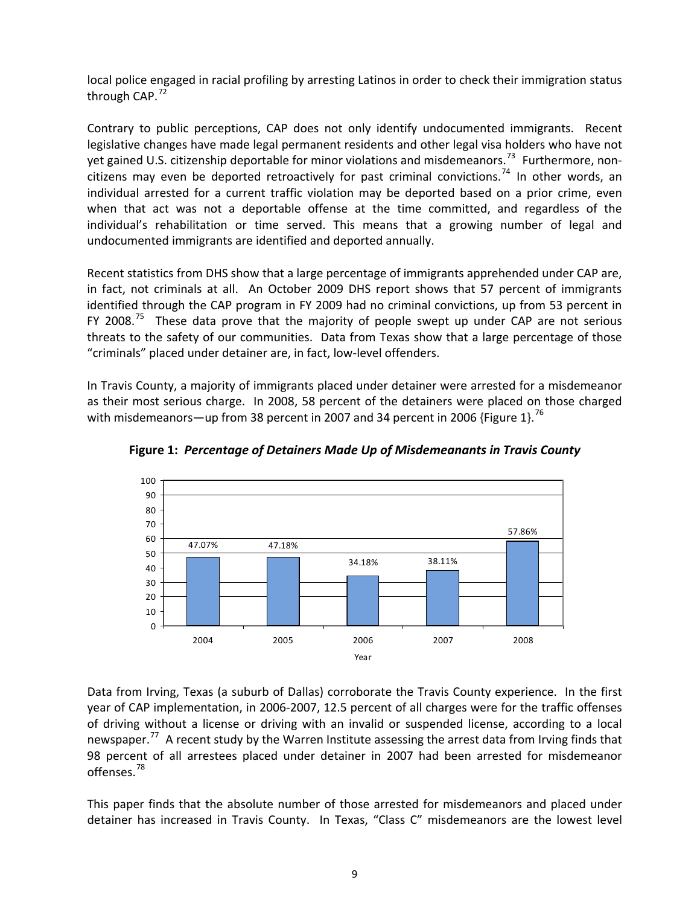local police engaged in racial profiling by arresting Latinos in order to check their immigration status through CAP.[72]

Contrary to public perceptions, CAP does not only identify undocumented immigrants. Recent legislative changes have made legal permanent residents and other legal visa holders who have not yet gained U.S. citizenship deportable for minor violations and misdemeanors.[73] Furthermore, non-citizens may even be deported retroactively for past criminal convictions.[74] In other words, an individual arrested for a current traffic violation may be deported based on a prior crime, even when that act was not a deportable offense at the time committed, and regardless of the individual's rehabilitation or time served. This means that a growing number of legal and undocumented immigrants are identified and deported annually.

Recent statistics from DHS show that a large percentage of immigrants apprehended under CAP are, in fact, not criminals at all. An October 2009 DHS report shows that 57 percent of immigrants identified through the CAP program in FY 2009 had no criminal convictions, up from 53 percent in FY 2008.[75] These data prove that the majority of people swept up under CAP are not serious threats to the safety of our communities. Data from Texas show that a large percentage of those "criminals" placed under detainer are, in fact, low-level offenders.

In Travis County, a majority of immigrants placed under detainer were arrested for a misdemeanor as their most serious charge. In 2008, 58 percent of the detainers were placed on those charged with misdemeanors—up from 38 percent in 2007 and 34 percent in 2006 {Figure 1}.[76]

**Figure 1:** ***Percentage of Detainers Made Up of Misdemeanants in Travis County***

| Year | Percentage |
|---|---|
| 2004 | 47.07% |
| 2005 | 47.18% |
| 2006 | 34.18% |
| 2007 | 38.11% |
| 2008 | 57.86% |

Data from Irving, Texas (a suburb of Dallas) corroborate the Travis County experience. In the first year of CAP implementation, in 2006-2007, 12.5 percent of all charges were for the traffic offenses of driving without a license or driving with an invalid or suspended license, according to a local newspaper.[77] A recent study by the Warren Institute assessing the arrest data from Irving finds that 98 percent of all arrestees placed under detainer in 2007 had been arrested for misdemeanor offenses.[78]

This paper finds that the absolute number of those arrested for misdemeanors and placed under detainer has increased in Travis County. In Texas, "Class C" misdemeanors are the lowest level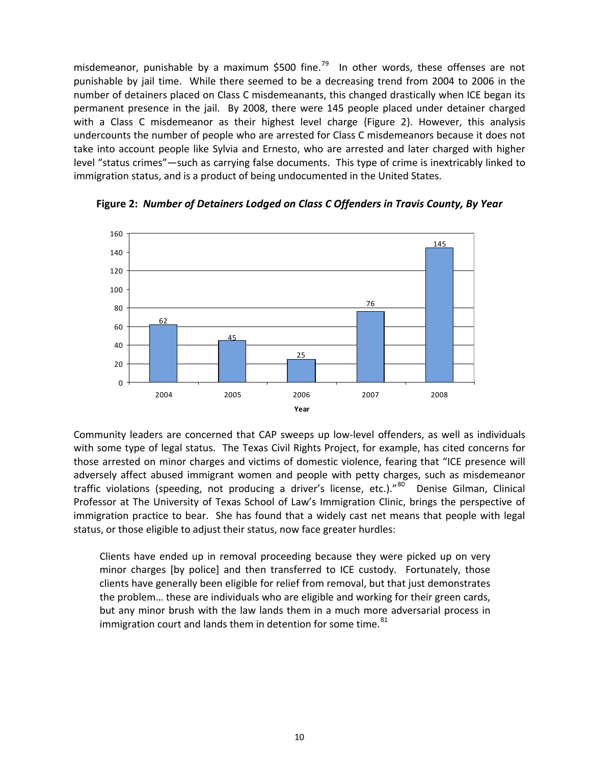misdemeanor, punishable by a maximum $500 fine.[79] In other words, these offenses are not punishable by jail time. While there seemed to be a decreasing trend from 2004 to 2006 in the number of detainers placed on Class C misdemeanants, this changed drastically when ICE began its permanent presence in the jail. By 2008, there were 145 people placed under detainer charged with a Class C misdemeanor as their highest level charge {Figure 2}. However, this analysis undercounts the number of people who are arrested for Class C misdemeanors because it does not take into account people like Sylvia and Ernesto, who are arrested and later charged with higher level "status crimes"—such as carrying false documents. This type of crime is inextricably linked to immigration status, and is a product of being undocumented in the United States.

**Figure 2:** ***Number of Detainers Lodged on Class C Offenders in Travis County, By Year***

| Year | 2004 | 2005 | 2006 | 2007 | 2008 |
|---|---|---|---|---|---|
| Detainers | 62 | 45 | 25 | 76 | 145 |

Community leaders are concerned that CAP sweeps up low-level offenders, as well as individuals with some type of legal status. The Texas Civil Rights Project, for example, has cited concerns for those arrested on minor charges and victims of domestic violence, fearing that "ICE presence will adversely affect abused immigrant women and people with petty charges, such as misdemeanor traffic violations (speeding, not producing a driver's license, etc.)."[80] Denise Gilman, Clinical Professor at The University of Texas School of Law's Immigration Clinic, brings the perspective of immigration practice to bear. She has found that a widely cast net means that people with legal status, or those eligible to adjust their status, now face greater hurdles:

> Clients have ended up in removal proceeding because they were picked up on very minor charges [by police] and then transferred to ICE custody. Fortunately, those clients have generally been eligible for relief from removal, but that just demonstrates the problem… these are individuals who are eligible and working for their green cards, but any minor brush with the law lands them in a much more adversarial process in immigration court and lands them in detention for some time.[81]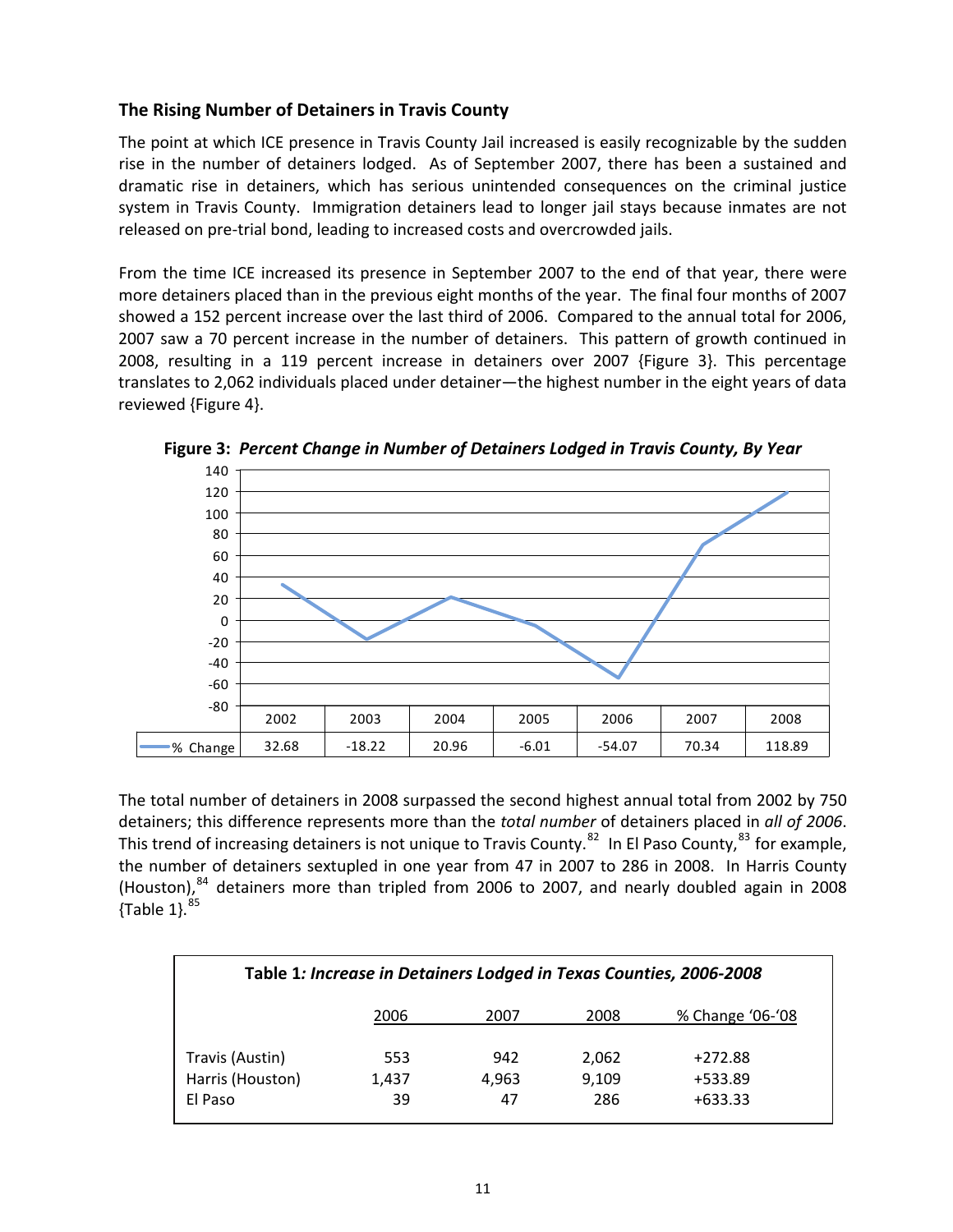### The Rising Number of Detainers in Travis County

The point at which ICE presence in Travis County Jail increased is easily recognizable by the sudden rise in the number of detainers lodged. As of September 2007, there has been a sustained and dramatic rise in detainers, which has serious unintended consequences on the criminal justice system in Travis County. Immigration detainers lead to longer jail stays because inmates are not released on pre-trial bond, leading to increased costs and overcrowded jails.

From the time ICE increased its presence in September 2007 to the end of that year, there were more detainers placed than in the previous eight months of the year. The final four months of 2007 showed a 152 percent increase over the last third of 2006. Compared to the annual total for 2006, 2007 saw a 70 percent increase in the number of detainers. This pattern of growth continued in 2008, resulting in a 119 percent increase in detainers over 2007 {Figure 3}. This percentage translates to 2,062 individuals placed under detainer—the highest number in the eight years of data reviewed {Figure 4}.

**Figure 3:** ***Percent Change in Number of Detainers Lodged in Travis County, By Year***

| | 2002 | 2003 | 2004 | 2005 | 2006 | 2007 | 2008 |
|---|---|---|---|---|---|---|---|
| % Change | 32.68 | -18.22 | 20.96 | -6.01 | -54.07 | 70.34 | 118.89 |

The total number of detainers in 2008 surpassed the second highest annual total from 2002 by 750 detainers; this difference represents more than the *total number* of detainers placed in *all of 2006*. This trend of increasing detainers is not unique to Travis County.[82] In El Paso County,[83] for example, the number of detainers sextupled in one year from 47 in 2007 to 286 in 2008. In Harris County (Houston),[84] detainers more than tripled from 2006 to 2007, and nearly doubled again in 2008 {Table 1}.[85]

**Table 1*: Increase in Detainers Lodged in Texas Counties, 2006-2008***

| | 2006 | 2007 | 2008 | % Change '06-'08 |
|---|---|---|---|---|
| Travis (Austin) | 553 | 942 | 2,062 | +272.88 |
| Harris (Houston) | 1,437 | 4,963 | 9,109 | +533.89 |
| El Paso | 39 | 47 | 286 | +633.33 |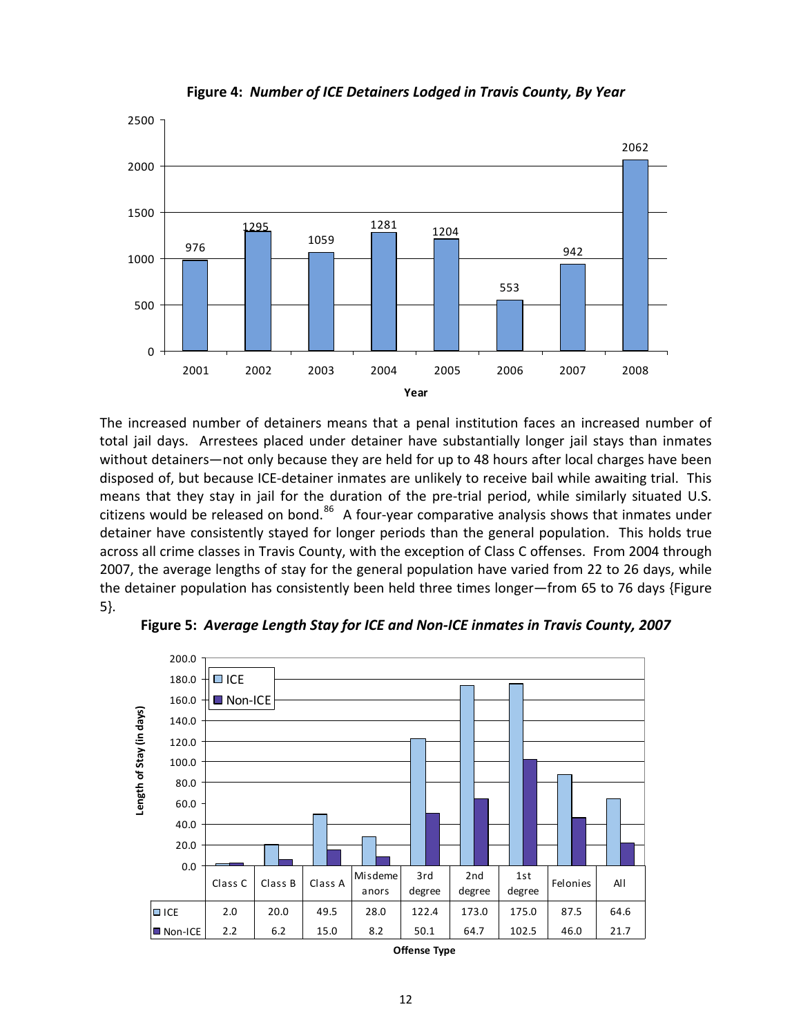**Figure 4:** ***Number of ICE Detainers Lodged in Travis County, By Year***

| Year | 2001 | 2002 | 2003 | 2004 | 2005 | 2006 | 2007 | 2008 |
|---|---|---|---|---|---|---|---|---|
| Detainers | 976 | 1295 | 1059 | 1281 | 1204 | 553 | 942 | 2062 |

The increased number of detainers means that a penal institution faces an increased number of total jail days. Arrestees placed under detainer have substantially longer jail stays than inmates without detainers—not only because they are held for up to 48 hours after local charges have been disposed of, but because ICE-detainer inmates are unlikely to receive bail while awaiting trial. This means that they stay in jail for the duration of the pre-trial period, while similarly situated U.S. citizens would be released on bond.[86] A four-year comparative analysis shows that inmates under detainer have consistently stayed for longer periods than the general population. This holds true across all crime classes in Travis County, with the exception of Class C offenses. From 2004 through 2007, the average lengths of stay for the general population have varied from 22 to 26 days, while the detainer population has consistently been held three times longer—from 65 to 76 days {Figure 5}.

**Figure 5:** ***Average Length Stay for ICE and Non-ICE inmates in Travis County, 2007***

Length of Stay (in days) by Offense Type

| | Class C | Class B | Class A | Misdemeanors | 3rd degree | 2nd degree | 1st degree | Felonies | All |
|---|---|---|---|---|---|---|---|---|---|
| ICE | 2.0 | 20.0 | 49.5 | 28.0 | 122.4 | 173.0 | 175.0 | 87.5 | 64.6 |
| Non-ICE | 2.2 | 6.2 | 15.0 | 8.2 | 50.1 | 64.7 | 102.5 | 46.0 | 21.7 |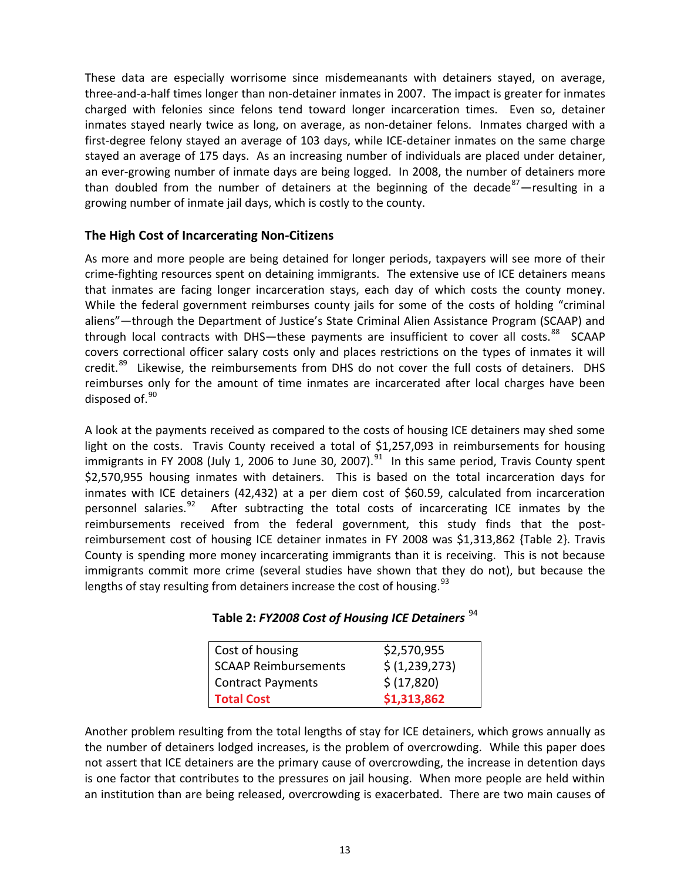These data are especially worrisome since misdemeanants with detainers stayed, on average, three-and-a-half times longer than non-detainer inmates in 2007. The impact is greater for inmates charged with felonies since felons tend toward longer incarceration times. Even so, detainer inmates stayed nearly twice as long, on average, as non-detainer felons. Inmates charged with a first-degree felony stayed an average of 103 days, while ICE-detainer inmates on the same charge stayed an average of 175 days. As an increasing number of individuals are placed under detainer, an ever-growing number of inmate days are being logged. In 2008, the number of detainers more than doubled from the number of detainers at the beginning of the decade[87]—resulting in a growing number of inmate jail days, which is costly to the county.

### The High Cost of Incarcerating Non-Citizens

As more and more people are being detained for longer periods, taxpayers will see more of their crime-fighting resources spent on detaining immigrants. The extensive use of ICE detainers means that inmates are facing longer incarceration stays, each day of which costs the county money. While the federal government reimburses county jails for some of the costs of holding "criminal aliens"—through the Department of Justice's State Criminal Alien Assistance Program (SCAAP) and through local contracts with DHS—these payments are insufficient to cover all costs.[88] SCAAP covers correctional officer salary costs only and places restrictions on the types of inmates it will credit.[89] Likewise, the reimbursements from DHS do not cover the full costs of detainers. DHS reimburses only for the amount of time inmates are incarcerated after local charges have been disposed of.[90]

A look at the payments received as compared to the costs of housing ICE detainers may shed some light on the costs. Travis County received a total of $1,257,093 in reimbursements for housing immigrants in FY 2008 (July 1, 2006 to June 30, 2007).[91] In this same period, Travis County spent $2,570,955 housing inmates with detainers. This is based on the total incarceration days for inmates with ICE detainers (42,432) at a per diem cost of $60.59, calculated from incarceration personnel salaries.[92] After subtracting the total costs of incarcerating ICE inmates by the reimbursements received from the federal government, this study finds that the post-reimbursement cost of housing ICE detainer inmates in FY 2008 was $1,313,862 {Table 2}. Travis County is spending more money incarcerating immigrants than it is receiving. This is not because immigrants commit more crime (several studies have shown that they do not), but because the lengths of stay resulting from detainers increase the cost of housing.[93]

**Table 2:** ***FY2008 Cost of Housing ICE Detainers*** [94]

| | |
|---|---|
| Cost of housing | $2,570,955 |
| SCAAP Reimbursements | $ (1,239,273) |
| Contract Payments | $ (17,820) |
| **Total Cost** | **$1,313,862** |

Another problem resulting from the total lengths of stay for ICE detainers, which grows annually as the number of detainers lodged increases, is the problem of overcrowding. While this paper does not assert that ICE detainers are the primary cause of overcrowding, the increase in detention days is one factor that contributes to the pressures on jail housing. When more people are held within an institution than are being released, overcrowding is exacerbated. There are two main causes of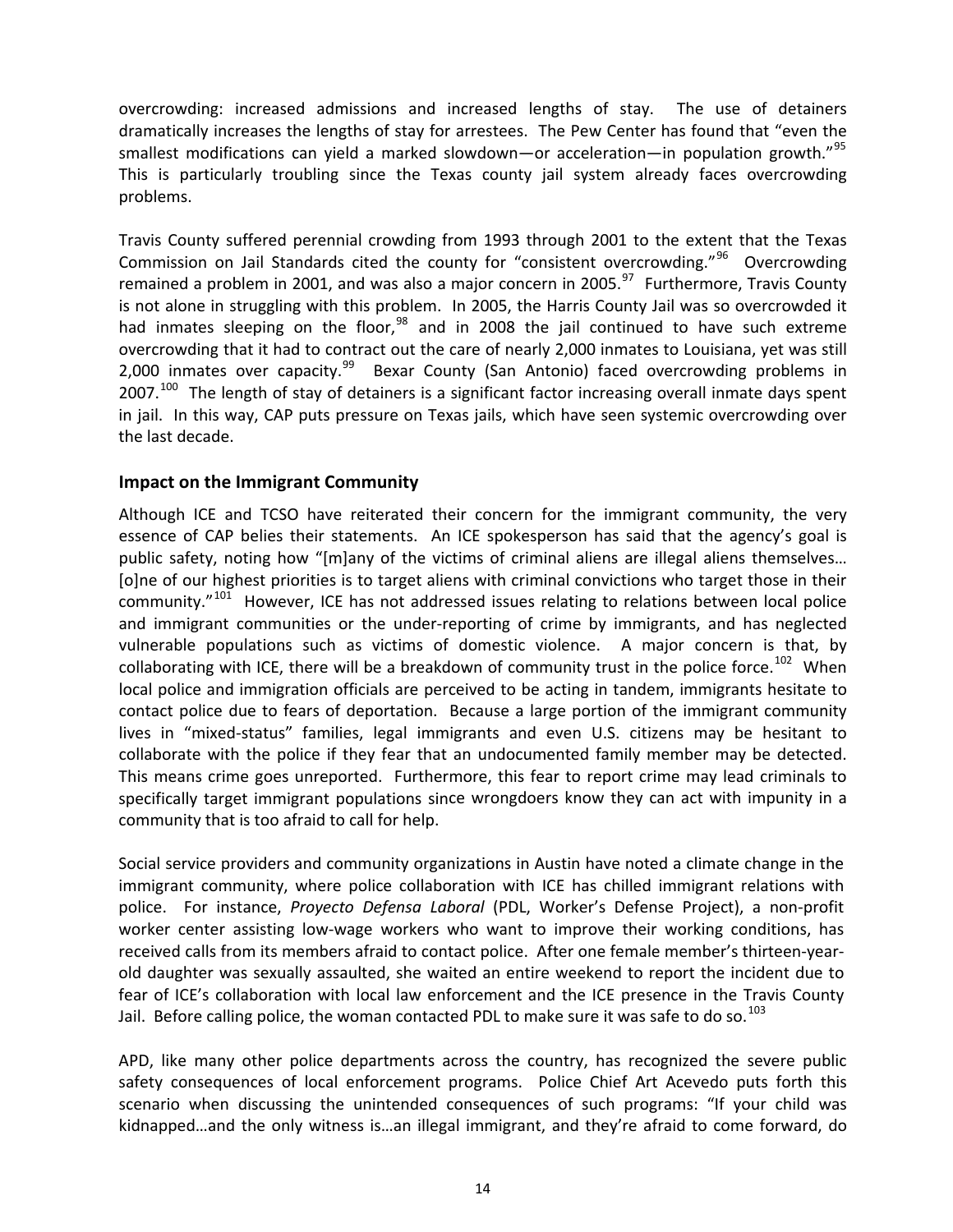overcrowding: increased admissions and increased lengths of stay. The use of detainers dramatically increases the lengths of stay for arrestees. The Pew Center has found that "even the smallest modifications can yield a marked slowdown—or acceleration—in population growth."[95] This is particularly troubling since the Texas county jail system already faces overcrowding problems.

Travis County suffered perennial crowding from 1993 through 2001 to the extent that the Texas Commission on Jail Standards cited the county for "consistent overcrowding."[96] Overcrowding remained a problem in 2001, and was also a major concern in 2005.[97] Furthermore, Travis County is not alone in struggling with this problem. In 2005, the Harris County Jail was so overcrowded it had inmates sleeping on the floor,[98] and in 2008 the jail continued to have such extreme overcrowding that it had to contract out the care of nearly 2,000 inmates to Louisiana, yet was still 2,000 inmates over capacity.[99] Bexar County (San Antonio) faced overcrowding problems in 2007.[100] The length of stay of detainers is a significant factor increasing overall inmate days spent in jail. In this way, CAP puts pressure on Texas jails, which have seen systemic overcrowding over the last decade.

### Impact on the Immigrant Community

Although ICE and TCSO have reiterated their concern for the immigrant community, the very essence of CAP belies their statements. An ICE spokesperson has said that the agency's goal is public safety, noting how "[m]any of the victims of criminal aliens are illegal aliens themselves… [o]ne of our highest priorities is to target aliens with criminal convictions who target those in their community."[101] However, ICE has not addressed issues relating to relations between local police and immigrant communities or the under-reporting of crime by immigrants, and has neglected vulnerable populations such as victims of domestic violence. A major concern is that, by collaborating with ICE, there will be a breakdown of community trust in the police force.[102] When local police and immigration officials are perceived to be acting in tandem, immigrants hesitate to contact police due to fears of deportation. Because a large portion of the immigrant community lives in "mixed-status" families, legal immigrants and even U.S. citizens may be hesitant to collaborate with the police if they fear that an undocumented family member may be detected. This means crime goes unreported. Furthermore, this fear to report crime may lead criminals to specifically target immigrant populations since wrongdoers know they can act with impunity in a community that is too afraid to call for help.

Social service providers and community organizations in Austin have noted a climate change in the immigrant community, where police collaboration with ICE has chilled immigrant relations with police. For instance, *Proyecto Defensa Laboral* (PDL, Worker's Defense Project), a non-profit worker center assisting low-wage workers who want to improve their working conditions, has received calls from its members afraid to contact police. After one female member's thirteen-year-old daughter was sexually assaulted, she waited an entire weekend to report the incident due to fear of ICE's collaboration with local law enforcement and the ICE presence in the Travis County Jail. Before calling police, the woman contacted PDL to make sure it was safe to do so.[103]

APD, like many other police departments across the country, has recognized the severe public safety consequences of local enforcement programs. Police Chief Art Acevedo puts forth this scenario when discussing the unintended consequences of such programs: "If your child was kidnapped…and the only witness is…an illegal immigrant, and they're afraid to come forward, do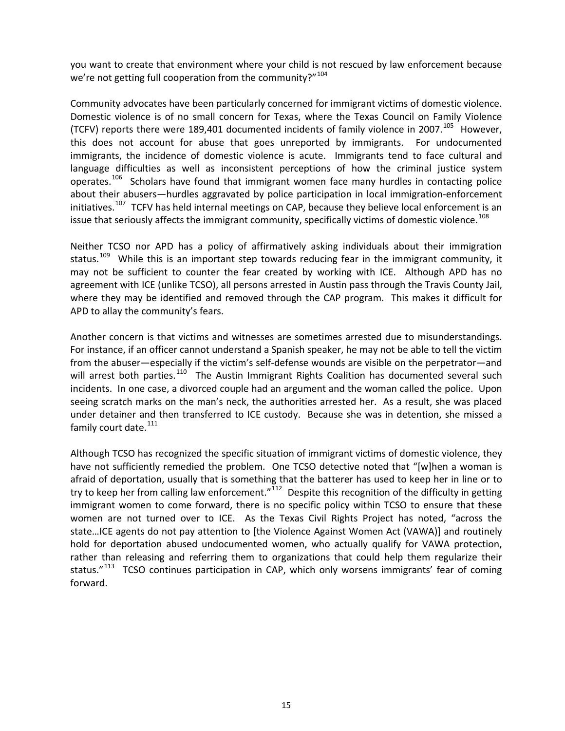you want to create that environment where your child is not rescued by law enforcement because we're not getting full cooperation from the community?"[104]

Community advocates have been particularly concerned for immigrant victims of domestic violence. Domestic violence is of no small concern for Texas, where the Texas Council on Family Violence (TCFV) reports there were 189,401 documented incidents of family violence in 2007.[105] However, this does not account for abuse that goes unreported by immigrants. For undocumented immigrants, the incidence of domestic violence is acute. Immigrants tend to face cultural and language difficulties as well as inconsistent perceptions of how the criminal justice system operates.[106] Scholars have found that immigrant women face many hurdles in contacting police about their abusers—hurdles aggravated by police participation in local immigration-enforcement initiatives.[107] TCFV has held internal meetings on CAP, because they believe local enforcement is an issue that seriously affects the immigrant community, specifically victims of domestic violence.[108]

Neither TCSO nor APD has a policy of affirmatively asking individuals about their immigration status.[109] While this is an important step towards reducing fear in the immigrant community, it may not be sufficient to counter the fear created by working with ICE. Although APD has no agreement with ICE (unlike TCSO), all persons arrested in Austin pass through the Travis County Jail, where they may be identified and removed through the CAP program. This makes it difficult for APD to allay the community's fears.

Another concern is that victims and witnesses are sometimes arrested due to misunderstandings. For instance, if an officer cannot understand a Spanish speaker, he may not be able to tell the victim from the abuser—especially if the victim's self-defense wounds are visible on the perpetrator—and will arrest both parties.[110] The Austin Immigrant Rights Coalition has documented several such incidents. In one case, a divorced couple had an argument and the woman called the police. Upon seeing scratch marks on the man's neck, the authorities arrested her. As a result, she was placed under detainer and then transferred to ICE custody. Because she was in detention, she missed a family court date.[111]

Although TCSO has recognized the specific situation of immigrant victims of domestic violence, they have not sufficiently remedied the problem. One TCSO detective noted that "[w]hen a woman is afraid of deportation, usually that is something that the batterer has used to keep her in line or to try to keep her from calling law enforcement."[112] Despite this recognition of the difficulty in getting immigrant women to come forward, there is no specific policy within TCSO to ensure that these women are not turned over to ICE. As the Texas Civil Rights Project has noted, "across the state…ICE agents do not pay attention to [the Violence Against Women Act (VAWA)] and routinely hold for deportation abused undocumented women, who actually qualify for VAWA protection, rather than releasing and referring them to organizations that could help them regularize their status."[113] TCSO continues participation in CAP, which only worsens immigrants' fear of coming forward.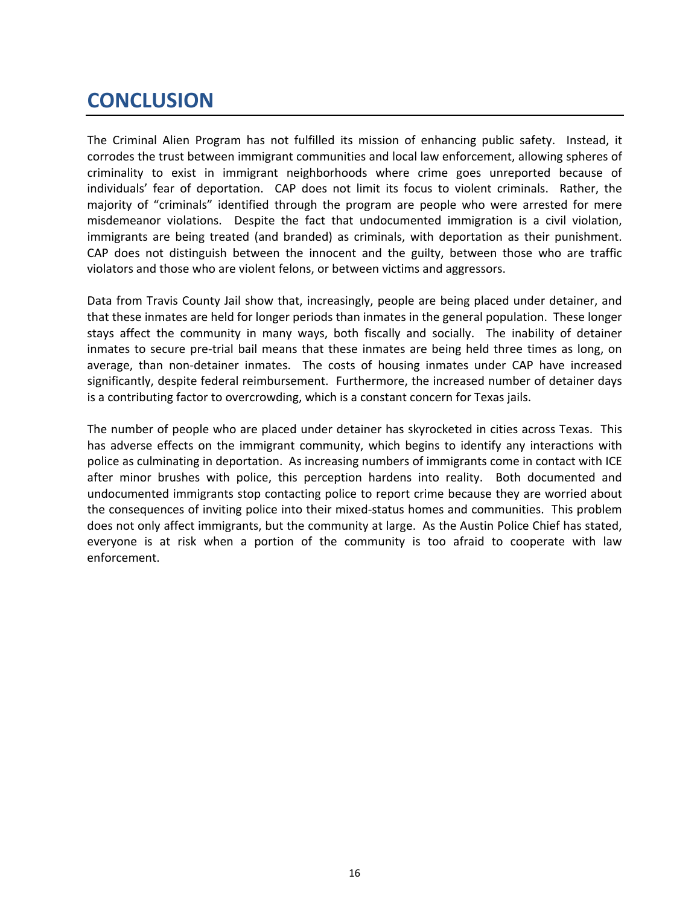# CONCLUSION

The Criminal Alien Program has not fulfilled its mission of enhancing public safety. Instead, it corrodes the trust between immigrant communities and local law enforcement, allowing spheres of criminality to exist in immigrant neighborhoods where crime goes unreported because of individuals' fear of deportation. CAP does not limit its focus to violent criminals. Rather, the majority of "criminals" identified through the program are people who were arrested for mere misdemeanor violations. Despite the fact that undocumented immigration is a civil violation, immigrants are being treated (and branded) as criminals, with deportation as their punishment. CAP does not distinguish between the innocent and the guilty, between those who are traffic violators and those who are violent felons, or between victims and aggressors.

Data from Travis County Jail show that, increasingly, people are being placed under detainer, and that these inmates are held for longer periods than inmates in the general population. These longer stays affect the community in many ways, both fiscally and socially. The inability of detainer inmates to secure pre-trial bail means that these inmates are being held three times as long, on average, than non-detainer inmates. The costs of housing inmates under CAP have increased significantly, despite federal reimbursement. Furthermore, the increased number of detainer days is a contributing factor to overcrowding, which is a constant concern for Texas jails.

The number of people who are placed under detainer has skyrocketed in cities across Texas. This has adverse effects on the immigrant community, which begins to identify any interactions with police as culminating in deportation. As increasing numbers of immigrants come in contact with ICE after minor brushes with police, this perception hardens into reality. Both documented and undocumented immigrants stop contacting police to report crime because they are worried about the consequences of inviting police into their mixed-status homes and communities. This problem does not only affect immigrants, but the community at large. As the Austin Police Chief has stated, everyone is at risk when a portion of the community is too afraid to cooperate with law enforcement.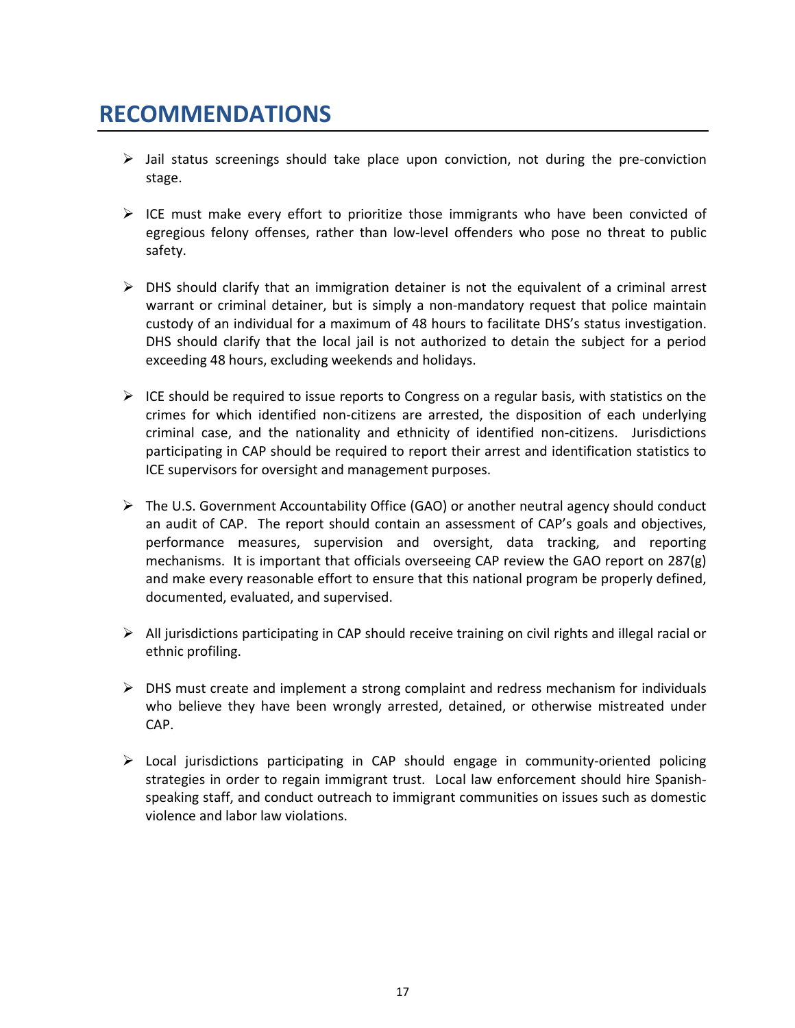# RECOMMENDATIONS

- Jail status screenings should take place upon conviction, not during the pre-conviction stage.

- ICE must make every effort to prioritize those immigrants who have been convicted of egregious felony offenses, rather than low-level offenders who pose no threat to public safety.

- DHS should clarify that an immigration detainer is not the equivalent of a criminal arrest warrant or criminal detainer, but is simply a non-mandatory request that police maintain custody of an individual for a maximum of 48 hours to facilitate DHS's status investigation. DHS should clarify that the local jail is not authorized to detain the subject for a period exceeding 48 hours, excluding weekends and holidays.

- ICE should be required to issue reports to Congress on a regular basis, with statistics on the crimes for which identified non-citizens are arrested, the disposition of each underlying criminal case, and the nationality and ethnicity of identified non-citizens. Jurisdictions participating in CAP should be required to report their arrest and identification statistics to ICE supervisors for oversight and management purposes.

- The U.S. Government Accountability Office (GAO) or another neutral agency should conduct an audit of CAP. The report should contain an assessment of CAP's goals and objectives, performance measures, supervision and oversight, data tracking, and reporting mechanisms. It is important that officials overseeing CAP review the GAO report on 287(g) and make every reasonable effort to ensure that this national program be properly defined, documented, evaluated, and supervised.

- All jurisdictions participating in CAP should receive training on civil rights and illegal racial or ethnic profiling.

- DHS must create and implement a strong complaint and redress mechanism for individuals who believe they have been wrongly arrested, detained, or otherwise mistreated under CAP.

- Local jurisdictions participating in CAP should engage in community-oriented policing strategies in order to regain immigrant trust. Local law enforcement should hire Spanish-speaking staff, and conduct outreach to immigrant communities on issues such as domestic violence and labor law violations.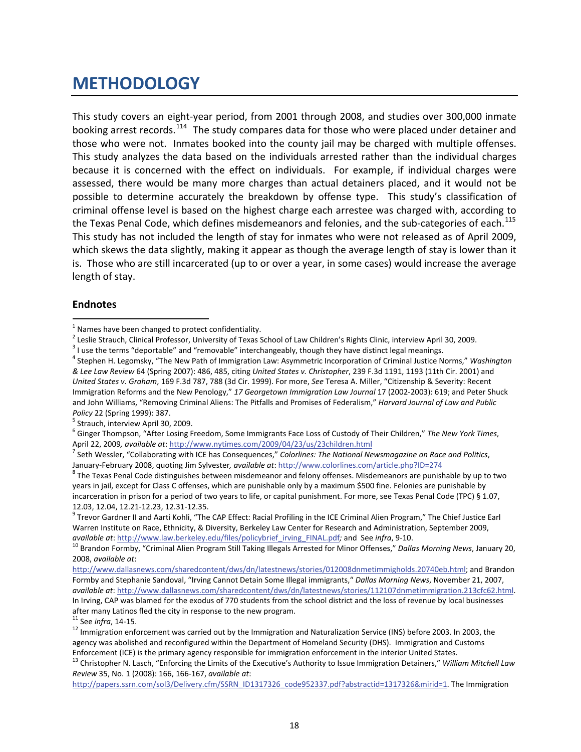# METHODOLOGY

This study covers an eight-year period, from 2001 through 2008, and studies over 300,000 inmate booking arrest records.[114] The study compares data for those who were placed under detainer and those who were not. Inmates booked into the county jail may be charged with multiple offenses. This study analyzes the data based on the individuals arrested rather than the individual charges because it is concerned with the effect on individuals. For example, if individual charges were assessed, there would be many more charges than actual detainers placed, and it would not be possible to determine accurately the breakdown by offense type. This study's classification of criminal offense level is based on the highest charge each arrestee was charged with, according to the Texas Penal Code, which defines misdemeanors and felonies, and the sub-categories of each.[115] This study has not included the length of stay for inmates who were not released as of April 2009, which skews the data slightly, making it appear as though the average length of stay is lower than it is. Those who are still incarcerated (up to or over a year, in some cases) would increase the average length of stay.

### Endnotes

[1] Names have been changed to protect confidentiality.

[2] Leslie Strauch, Clinical Professor, University of Texas School of Law Children's Rights Clinic, interview April 30, 2009.

[3] I use the terms "deportable" and "removable" interchangeably, though they have distinct legal meanings.

[4] Stephen H. Legomsky, "The New Path of Immigration Law: Asymmetric Incorporation of Criminal Justice Norms," *Washington & Lee Law Review* 64 (Spring 2007): 486, 485, citing *United States v. Christopher*, 239 F.3d 1191, 1193 (11th Cir. 2001) and *United States v. Graham*, 169 F.3d 787, 788 (3d Cir. 1999). For more, *See* Teresa A. Miller, "Citizenship & Severity: Recent Immigration Reforms and the New Penology," *17 Georgetown Immigration Law Journal* 17 (2002-2003): 619; and Peter Shuck and John Williams, "Removing Criminal Aliens: The Pitfalls and Promises of Federalism," *Harvard Journal of Law and Public Policy* 22 (Spring 1999): 387.

[5] Strauch, interview April 30, 2009.

[6] Ginger Thompson, "After Losing Freedom, Some Immigrants Face Loss of Custody of Their Children," *The New York Times*, April 22, 2009*, available at*: http://www.nytimes.com/2009/04/23/us/23children.html

[7] Seth Wessler, "Collaborating with ICE has Consequences," *Colorlines: The National Newsmagazine on Race and Politics*, January-February 2008, quoting Jim Sylvester*, available at*: http://www.colorlines.com/article.php?ID=274

[8] The Texas Penal Code distinguishes between misdemeanor and felony offenses. Misdemeanors are punishable by up to two years in jail, except for Class C offenses, which are punishable only by a maximum $500 fine. Felonies are punishable by incarceration in prison for a period of two years to life, or capital punishment. For more, see Texas Penal Code (TPC) § 1.07, 12.03, 12.04, 12.21-12.23, 12.31-12.35.

[9] Trevor Gardner II and Aarti Kohli, "The CAP Effect: Racial Profiling in the ICE Criminal Alien Program," The Chief Justice Earl Warren Institute on Race, Ethnicity, & Diversity, Berkeley Law Center for Research and Administration, September 2009, *available at*: http://www.law.berkeley.edu/files/policybrief_irving_FINAL.pdf*;* and See *infra*, 9-10.

[10] Brandon Formby, "Criminal Alien Program Still Taking Illegals Arrested for Minor Offenses," *Dallas Morning News*, January 20, 2008, *available at*: http://www.dallasnews.com/sharedcontent/dws/dn/latestnews/stories/012008dnmetimmigholds.20740eb.html; and Brandon Formby and Stephanie Sandoval, "Irving Cannot Detain Some Illegal immigrants," *Dallas Morning News*, November 21, 2007, *available at*: http://www.dallasnews.com/sharedcontent/dws/dn/latestnews/stories/112107dnmetimmigration.213cfc62.html. In Irving, CAP was blamed for the exodus of 770 students from the school district and the loss of revenue by local businesses after many Latinos fled the city in response to the new program.

[11] See *infra*, 14-15.

[12] Immigration enforcement was carried out by the Immigration and Naturalization Service (INS) before 2003. In 2003, the agency was abolished and reconfigured within the Department of Homeland Security (DHS). Immigration and Customs Enforcement (ICE) is the primary agency responsible for immigration enforcement in the interior United States.

[13] Christopher N. Lasch, "Enforcing the Limits of the Executive's Authority to Issue Immigration Detainers," *William Mitchell Law Review* 35, No. 1 (2008): 166, 166-167, *available at*: http://papers.ssrn.com/sol3/Delivery.cfm/SSRN_ID1317326_code952337.pdf?abstractid=1317326&mirid=1. The Immigration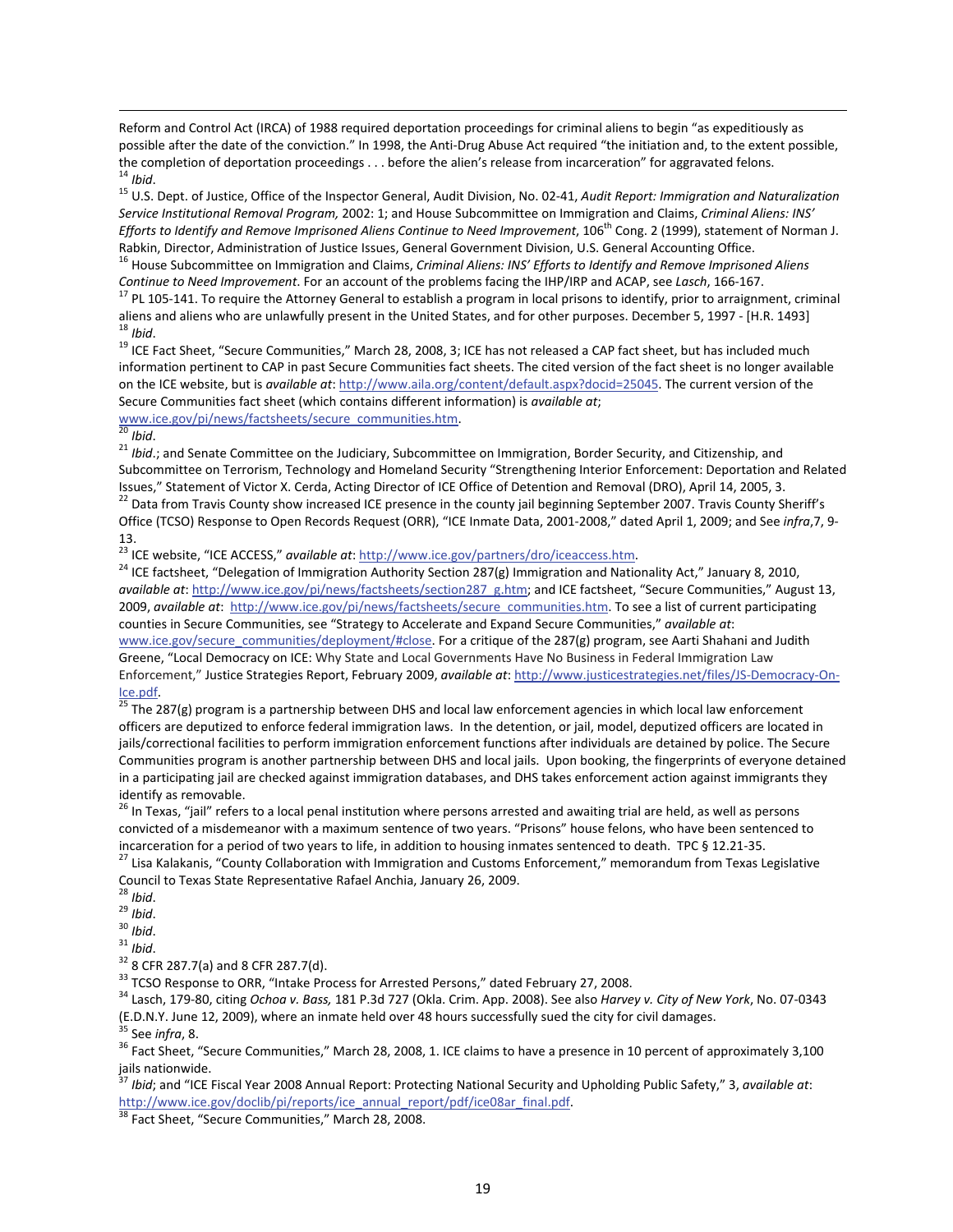Reform and Control Act (IRCA) of 1988 required deportation proceedings for criminal aliens to begin "as expeditiously as possible after the date of the conviction." In 1998, the Anti-Drug Abuse Act required "the initiation and, to the extent possible, the completion of deportation proceedings . . . before the alien's release from incarceration" for aggravated felons.

[14] *Ibid*.

[15] U.S. Dept. of Justice, Office of the Inspector General, Audit Division, No. 02-41, *Audit Report: Immigration and Naturalization Service Institutional Removal Program,* 2002: 1; and House Subcommittee on Immigration and Claims, *Criminal Aliens: INS' Efforts to Identify and Remove Imprisoned Aliens Continue to Need Improvement*, 106th Cong. 2 (1999), statement of Norman J. Rabkin, Director, Administration of Justice Issues, General Government Division, U.S. General Accounting Office.

[16] House Subcommittee on Immigration and Claims, *Criminal Aliens: INS' Efforts to Identify and Remove Imprisoned Aliens Continue to Need Improvement*. For an account of the problems facing the IHP/IRP and ACAP, see *Lasch*, 166-167.

[17] PL 105-141. To require the Attorney General to establish a program in local prisons to identify, prior to arraignment, criminal aliens and aliens who are unlawfully present in the United States, and for other purposes. December 5, 1997 - [H.R. 1493]

[18] *Ibid*.

[19] ICE Fact Sheet, "Secure Communities," March 28, 2008, 3; ICE has not released a CAP fact sheet, but has included much information pertinent to CAP in past Secure Communities fact sheets. The cited version of the fact sheet is no longer available on the ICE website, but is *available at*: http://www.aila.org/content/default.aspx?docid=25045. The current version of the Secure Communities fact sheet (which contains different information) is *available at*; www.ice.gov/pi/news/factsheets/secure_communities.htm.

[20] *Ibid*.

[21] *Ibid*.; and Senate Committee on the Judiciary, Subcommittee on Immigration, Border Security, and Citizenship, and Subcommittee on Terrorism, Technology and Homeland Security "Strengthening Interior Enforcement: Deportation and Related Issues," Statement of Victor X. Cerda, Acting Director of ICE Office of Detention and Removal (DRO), April 14, 2005, 3.

[22] Data from Travis County show increased ICE presence in the county jail beginning September 2007. Travis County Sheriff's Office (TCSO) Response to Open Records Request (ORR), "ICE Inmate Data, 2001-2008," dated April 1, 2009; and See *infra*,7, 9-13.

[23] ICE website, "ICE ACCESS," *available at*: http://www.ice.gov/partners/dro/iceaccess.htm.

[24] ICE factsheet, "Delegation of Immigration Authority Section 287(g) Immigration and Nationality Act," January 8, 2010, *available at*: http://www.ice.gov/pi/news/factsheets/section287_g.htm; and ICE factsheet, "Secure Communities," August 13, 2009, *available at*: http://www.ice.gov/pi/news/factsheets/secure_communities.htm. To see a list of current participating counties in Secure Communities, see "Strategy to Accelerate and Expand Secure Communities," *available at*: www.ice.gov/secure_communities/deployment/#close. For a critique of the 287(g) program, see Aarti Shahani and Judith Greene, "Local Democracy on ICE: Why State and Local Governments Have No Business in Federal Immigration Law Enforcement," Justice Strategies Report, February 2009, *available at*: http://www.justicestrategies.net/files/JS-Democracy-On-Ice.pdf.

[25] The 287(g) program is a partnership between DHS and local law enforcement agencies in which local law enforcement officers are deputized to enforce federal immigration laws. In the detention, or jail, model, deputized officers are located in jails/correctional facilities to perform immigration enforcement functions after individuals are detained by police. The Secure Communities program is another partnership between DHS and local jails. Upon booking, the fingerprints of everyone detained in a participating jail are checked against immigration databases, and DHS takes enforcement action against immigrants they identify as removable.

[26] In Texas, "jail" refers to a local penal institution where persons arrested and awaiting trial are held, as well as persons convicted of a misdemeanor with a maximum sentence of two years. "Prisons" house felons, who have been sentenced to incarceration for a period of two years to life, in addition to housing inmates sentenced to death. TPC § 12.21-35.

[27] Lisa Kalakanis, "County Collaboration with Immigration and Customs Enforcement," memorandum from Texas Legislative Council to Texas State Representative Rafael Anchia, January 26, 2009.

[28] *Ibid*.

[29] *Ibid*.

[30] *Ibid*.

[31] *Ibid*.

[32] 8 CFR 287.7(a) and 8 CFR 287.7(d).

[33] TCSO Response to ORR, "Intake Process for Arrested Persons," dated February 27, 2008.

[34] Lasch, 179-80, citing *Ochoa v. Bass,* 181 P.3d 727 (Okla. Crim. App. 2008). See also *Harvey v. City of New York*, No. 07-0343 (E.D.N.Y. June 12, 2009), where an inmate held over 48 hours successfully sued the city for civil damages.

[35] See *infra*, 8.

[36] Fact Sheet, "Secure Communities," March 28, 2008, 1. ICE claims to have a presence in 10 percent of approximately 3,100 jails nationwide.

[37] *Ibid*; and "ICE Fiscal Year 2008 Annual Report: Protecting National Security and Upholding Public Safety," 3, *available at*: http://www.ice.gov/doclib/pi/reports/ice_annual_report/pdf/ice08ar_final.pdf.

[38] Fact Sheet, "Secure Communities," March 28, 2008.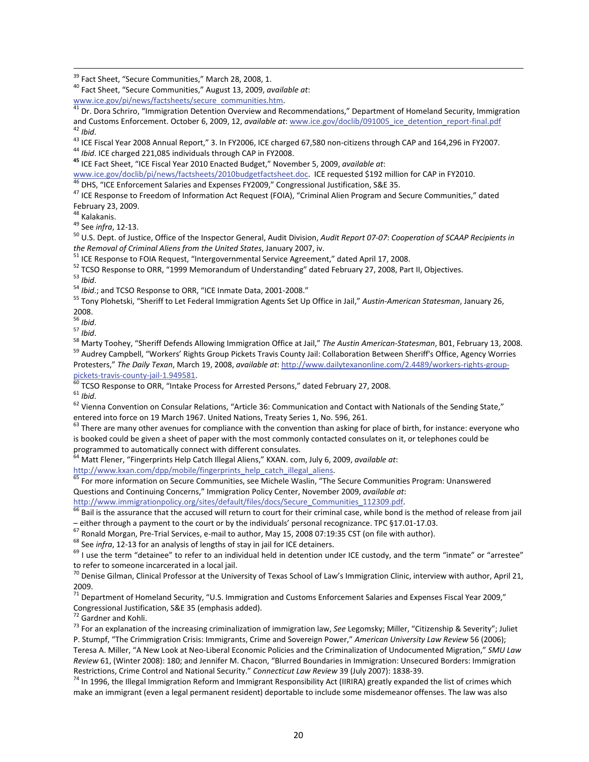[39] Fact Sheet, "Secure Communities," March 28, 2008, 1.

[40] Fact Sheet, "Secure Communities," August 13, 2009, *available at*: www.ice.gov/pi/news/factsheets/secure_communities.htm.

[41] Dr. Dora Schriro, "Immigration Detention Overview and Recommendations," Department of Homeland Security, Immigration and Customs Enforcement. October 6, 2009, 12, *available at*: www.ice.gov/doclib/091005_ice_detention_report-final.pdf

[42] *Ibid*.

[43] ICE Fiscal Year 2008 Annual Report," 3. In FY2006, ICE charged 67,580 non-citizens through CAP and 164,296 in FY2007.

[44] *Ibid*. ICE charged 221,085 individuals through CAP in FY2008.

[45] ICE Fact Sheet, "ICE Fiscal Year 2010 Enacted Budget," November 5, 2009, *available at*: www.ice.gov/doclib/pi/news/factsheets/2010budgetfactsheet.doc. ICE requested $192 million for CAP in FY2010.

[46] DHS, "ICE Enforcement Salaries and Expenses FY2009," Congressional Justification, S&E 35.

[47] ICE Response to Freedom of Information Act Request (FOIA), "Criminal Alien Program and Secure Communities," dated February 23, 2009.

[48] Kalakanis.

[49] See *infra*, 12-13.

[50] U.S. Dept. of Justice, Office of the Inspector General, Audit Division, *Audit Report 07-07*: *Cooperation of SCAAP Recipients in the Removal of Criminal Aliens from the United States*, January 2007, iv.

[51] ICE Response to FOIA Request, "Intergovernmental Service Agreement," dated April 17, 2008.

[52] TCSO Response to ORR, "1999 Memorandum of Understanding" dated February 27, 2008, Part II, Objectives.

[53] *Ibid*.

[54] *Ibid*.; and TCSO Response to ORR, "ICE Inmate Data, 2001-2008."

[55] Tony Plohetski, "Sheriff to Let Federal Immigration Agents Set Up Office in Jail," *Austin-American Statesman*, January 26, 2008.

[56] *Ibid*.

[57] *Ibid*.

[58] Marty Toohey, "Sheriff Defends Allowing Immigration Office at Jail," *The Austin American-Statesman*, B01, February 13, 2008.

[59] Audrey Campbell, "Workers' Rights Group Pickets Travis County Jail: Collaboration Between Sheriff's Office, Agency Worries Protesters," *The Daily Texan*, March 19, 2008, *available at*: http://www.dailytexanonline.com/2.4489/workers-rights-group-pickets-travis-county-jail-1.949581.

[60] TCSO Response to ORR, "Intake Process for Arrested Persons," dated February 27, 2008.

[61] *Ibid*.

[62] Vienna Convention on Consular Relations, "Article 36: Communication and Contact with Nationals of the Sending State," entered into force on 19 March 1967. United Nations, Treaty Series 1, No. 596, 261.

[63] There are many other avenues for compliance with the convention than asking for place of birth, for instance: everyone who is booked could be given a sheet of paper with the most commonly contacted consulates on it, or telephones could be programmed to automatically connect with different consulates.

[64] Matt Flener, "Fingerprints Help Catch Illegal Aliens," KXAN. com, July 6, 2009, *available at*: http://www.kxan.com/dpp/mobile/fingerprints_help_catch_illegal_aliens.

[65] For more information on Secure Communities, see Michele Waslin, "The Secure Communities Program: Unanswered Questions and Continuing Concerns," Immigration Policy Center, November 2009, *available at*: http://www.immigrationpolicy.org/sites/default/files/docs/Secure_Communities_112309.pdf.

[66] Bail is the assurance that the accused will return to court for their criminal case, while bond is the method of release from jail – either through a payment to the court or by the individuals' personal recognizance. TPC §17.01-17.03.

[67] Ronald Morgan, Pre-Trial Services, e-mail to author, May 15, 2008 07:19:35 CST (on file with author).

[68] See *infra*, 12-13 for an analysis of lengths of stay in jail for ICE detainers.

[69] I use the term "detainee" to refer to an individual held in detention under ICE custody, and the term "inmate" or "arrestee" to refer to someone incarcerated in a local jail.

[70] Denise Gilman, Clinical Professor at the University of Texas School of Law's Immigration Clinic, interview with author, April 21, 2009.

[71] Department of Homeland Security, "U.S. Immigration and Customs Enforcement Salaries and Expenses Fiscal Year 2009," Congressional Justification, S&E 35 (emphasis added).

[72] Gardner and Kohli.

[73] For an explanation of the increasing criminalization of immigration law, *See* Legomsky; Miller, "Citizenship & Severity"; Juliet P. Stumpf, "The Crimmigration Crisis: Immigrants, Crime and Sovereign Power," *American University Law Review* 56 (2006); Teresa A. Miller, "A New Look at Neo-Liberal Economic Policies and the Criminalization of Undocumented Migration," *SMU Law Review* 61, (Winter 2008): 180; and Jennifer M. Chacon, "Blurred Boundaries in Immigration: Unsecured Borders: Immigration Restrictions, Crime Control and National Security." *Connecticut Law Review* 39 (July 2007): 1838-39.

[74] In 1996, the Illegal Immigration Reform and Immigrant Responsibility Act (IIRIRA) greatly expanded the list of crimes which make an immigrant (even a legal permanent resident) deportable to include some misdemeanor offenses. The law was also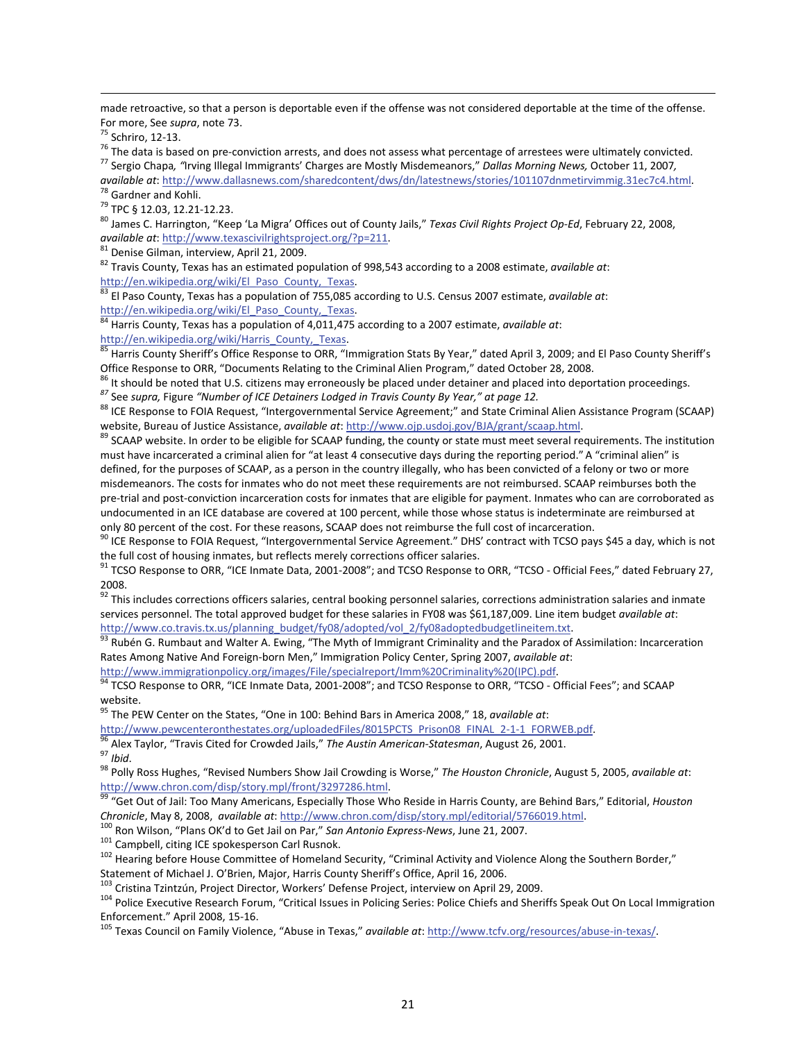made retroactive, so that a person is deportable even if the offense was not considered deportable at the time of the offense. For more, See *supra*, note 73.

[75] Schriro, 12-13.

[76] The data is based on pre-conviction arrests, and does not assess what percentage of arrestees were ultimately convicted.

[77] Sergio Chapa*, "*Irving Illegal Immigrants' Charges are Mostly Misdemeanors," *Dallas Morning News,* October 11, 2007*, available at*: http://www.dallasnews.com/sharedcontent/dws/dn/latestnews/stories/101107dnmetirvimmig.31ec7c4.html.

[78] Gardner and Kohli.

[79] TPC § 12.03, 12.21-12.23.

[80] James C. Harrington, "Keep 'La Migra' Offices out of County Jails," *Texas Civil Rights Project Op-Ed*, February 22, 2008, *available at*: http://www.texascivilrightsproject.org/?p=211.

[81] Denise Gilman, interview, April 21, 2009.

[82] Travis County, Texas has an estimated population of 998,543 according to a 2008 estimate, *available at*: http://en.wikipedia.org/wiki/El_Paso_County,_Texas.

[83] El Paso County, Texas has a population of 755,085 according to U.S. Census 2007 estimate, *available at*: http://en.wikipedia.org/wiki/El_Paso_County,_Texas.

[84] Harris County, Texas has a population of 4,011,475 according to a 2007 estimate, *available at*: http://en.wikipedia.org/wiki/Harris_County,_Texas.

[85] Harris County Sheriff's Office Response to ORR, "Immigration Stats By Year," dated April 3, 2009; and El Paso County Sheriff's Office Response to ORR, "Documents Relating to the Criminal Alien Program," dated October 28, 2008.

[86] It should be noted that U.S. citizens may erroneously be placed under detainer and placed into deportation proceedings.

[87] *See supra,* Figure *"Number of ICE Detainers Lodged in Travis County By Year," at page 12.*

[88] ICE Response to FOIA Request, "Intergovernmental Service Agreement;" and State Criminal Alien Assistance Program (SCAAP) website, Bureau of Justice Assistance, *available at*: http://www.ojp.usdoj.gov/BJA/grant/scaap.html.

[89] SCAAP website. In order to be eligible for SCAAP funding, the county or state must meet several requirements. The institution must have incarcerated a criminal alien for "at least 4 consecutive days during the reporting period." A "criminal alien" is defined, for the purposes of SCAAP, as a person in the country illegally, who has been convicted of a felony or two or more misdemeanors. The costs for inmates who do not meet these requirements are not reimbursed. SCAAP reimburses both the pre-trial and post-conviction incarceration costs for inmates that are eligible for payment. Inmates who can are corroborated as undocumented in an ICE database are covered at 100 percent, while those whose status is indeterminate are reimbursed at only 80 percent of the cost. For these reasons, SCAAP does not reimburse the full cost of incarceration.

[90] ICE Response to FOIA Request, "Intergovernmental Service Agreement." DHS' contract with TCSO pays $45 a day, which is not the full cost of housing inmates, but reflects merely corrections officer salaries.

[91] TCSO Response to ORR, "ICE Inmate Data, 2001-2008"; and TCSO Response to ORR, "TCSO - Official Fees," dated February 27, 2008.

[92] This includes corrections officers salaries, central booking personnel salaries, corrections administration salaries and inmate services personnel. The total approved budget for these salaries in FY08 was $61,187,009. Line item budget *available at*: http://www.co.travis.tx.us/planning_budget/fy08/adopted/vol_2/fy08adoptedbudgetlineitem.txt.

[93] Rubén G. Rumbaut and Walter A. Ewing, "The Myth of Immigrant Criminality and the Paradox of Assimilation: Incarceration Rates Among Native And Foreign-born Men," Immigration Policy Center, Spring 2007, *available at*: http://www.immigrationpolicy.org/images/File/specialreport/Imm%20Criminality%20(IPC).pdf.

[94] TCSO Response to ORR, "ICE Inmate Data, 2001-2008"; and TCSO Response to ORR, "TCSO - Official Fees"; and SCAAP website.

[95] The PEW Center on the States, "One in 100: Behind Bars in America 2008," 18, *available at*: http://www.pewcenteronthestates.org/uploadedFiles/8015PCTS_Prison08_FINAL_2-1-1_FORWEB.pdf.

[96] Alex Taylor, "Travis Cited for Crowded Jails," *The Austin American-Statesman*, August 26, 2001.

[97] *Ibid*.

[98] Polly Ross Hughes, "Revised Numbers Show Jail Crowding is Worse," *The Houston Chronicle*, August 5, 2005, *available at*: http://www.chron.com/disp/story.mpl/front/3297286.html.

[99] "Get Out of Jail: Too Many Americans, Especially Those Who Reside in Harris County, are Behind Bars," Editorial, *Houston Chronicle*, May 8, 2008, *available at*: http://www.chron.com/disp/story.mpl/editorial/5766019.html.

[100] Ron Wilson, "Plans OK'd to Get Jail on Par," *San Antonio Express-News*, June 21, 2007.

[101] Campbell, citing ICE spokesperson Carl Rusnok.

[102] Hearing before House Committee of Homeland Security, "Criminal Activity and Violence Along the Southern Border," Statement of Michael J. O'Brien, Major, Harris County Sheriff's Office, April 16, 2006.

[103] Cristina Tzintzún, Project Director, Workers' Defense Project, interview on April 29, 2009.

[104] Police Executive Research Forum, "Critical Issues in Policing Series: Police Chiefs and Sheriffs Speak Out On Local Immigration Enforcement." April 2008, 15-16.

[105] Texas Council on Family Violence, "Abuse in Texas," *available at*: http://www.tcfv.org/resources/abuse-in-texas/.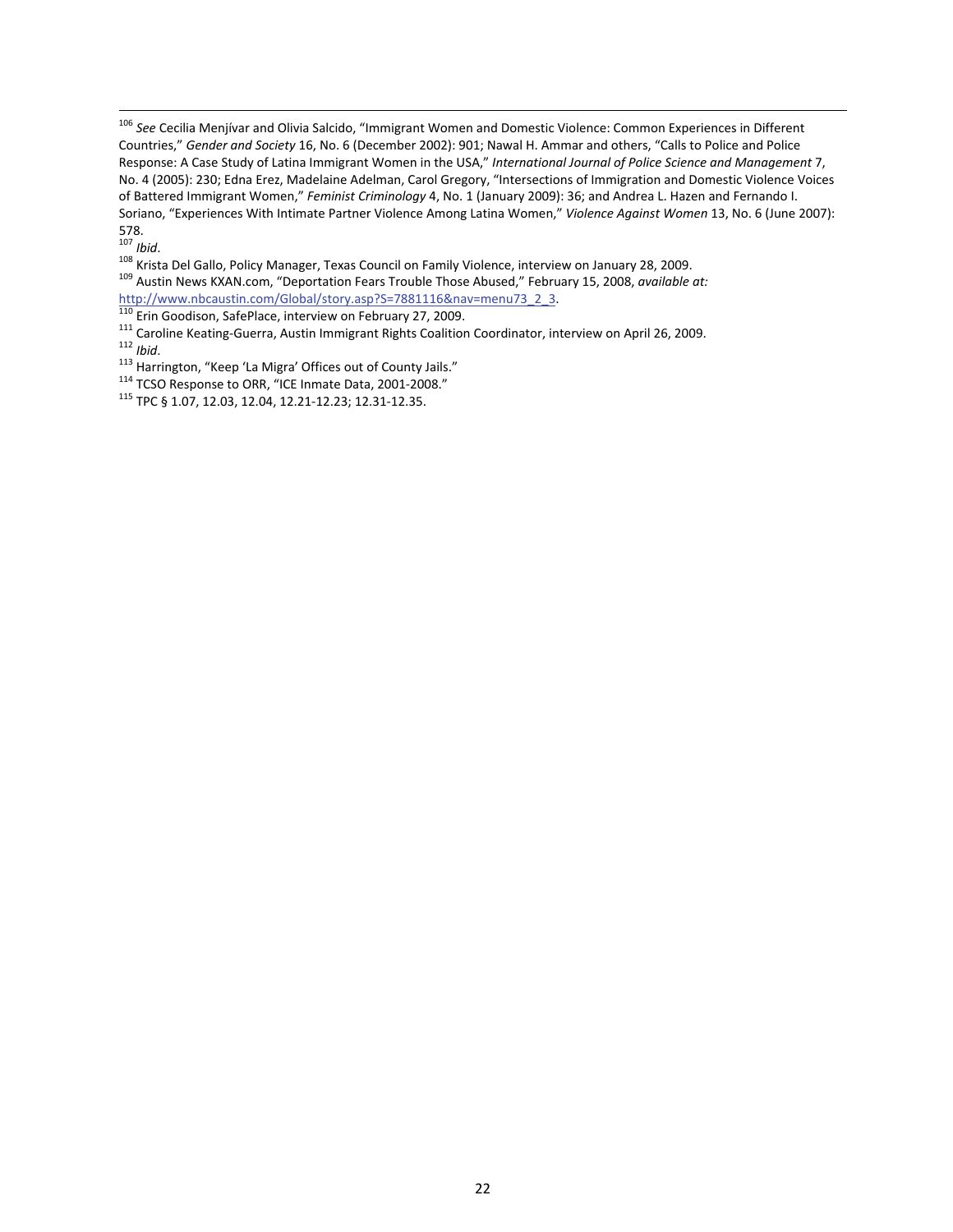[106] *See* Cecilia Menjívar and Olivia Salcido, "Immigrant Women and Domestic Violence: Common Experiences in Different Countries," *Gender and Society* 16, No. 6 (December 2002): 901; Nawal H. Ammar and others, "Calls to Police and Police Response: A Case Study of Latina Immigrant Women in the USA," *International Journal of Police Science and Management* 7, No. 4 (2005): 230; Edna Erez, Madelaine Adelman, Carol Gregory, "Intersections of Immigration and Domestic Violence Voices of Battered Immigrant Women," *Feminist Criminology* 4, No. 1 (January 2009): 36; and Andrea L. Hazen and Fernando I. Soriano, "Experiences With Intimate Partner Violence Among Latina Women," *Violence Against Women* 13, No. 6 (June 2007): 578.

[107] *Ibid*.

[108] Krista Del Gallo, Policy Manager, Texas Council on Family Violence, interview on January 28, 2009.

[109] Austin News KXAN.com, "Deportation Fears Trouble Those Abused," February 15, 2008, *available at:* http://www.nbcaustin.com/Global/story.asp?S=7881116&nav=menu73_2_3.

[110] Erin Goodison, SafePlace, interview on February 27, 2009.

[111] Caroline Keating-Guerra, Austin Immigrant Rights Coalition Coordinator, interview on April 26, 2009.

[112] *Ibid*.

[113] Harrington, "Keep 'La Migra' Offices out of County Jails."

[114] TCSO Response to ORR, "ICE Inmate Data, 2001-2008."

[115] TPC § 1.07, 12.03, 12.04, 12.21-12.23; 12.31-12.35.